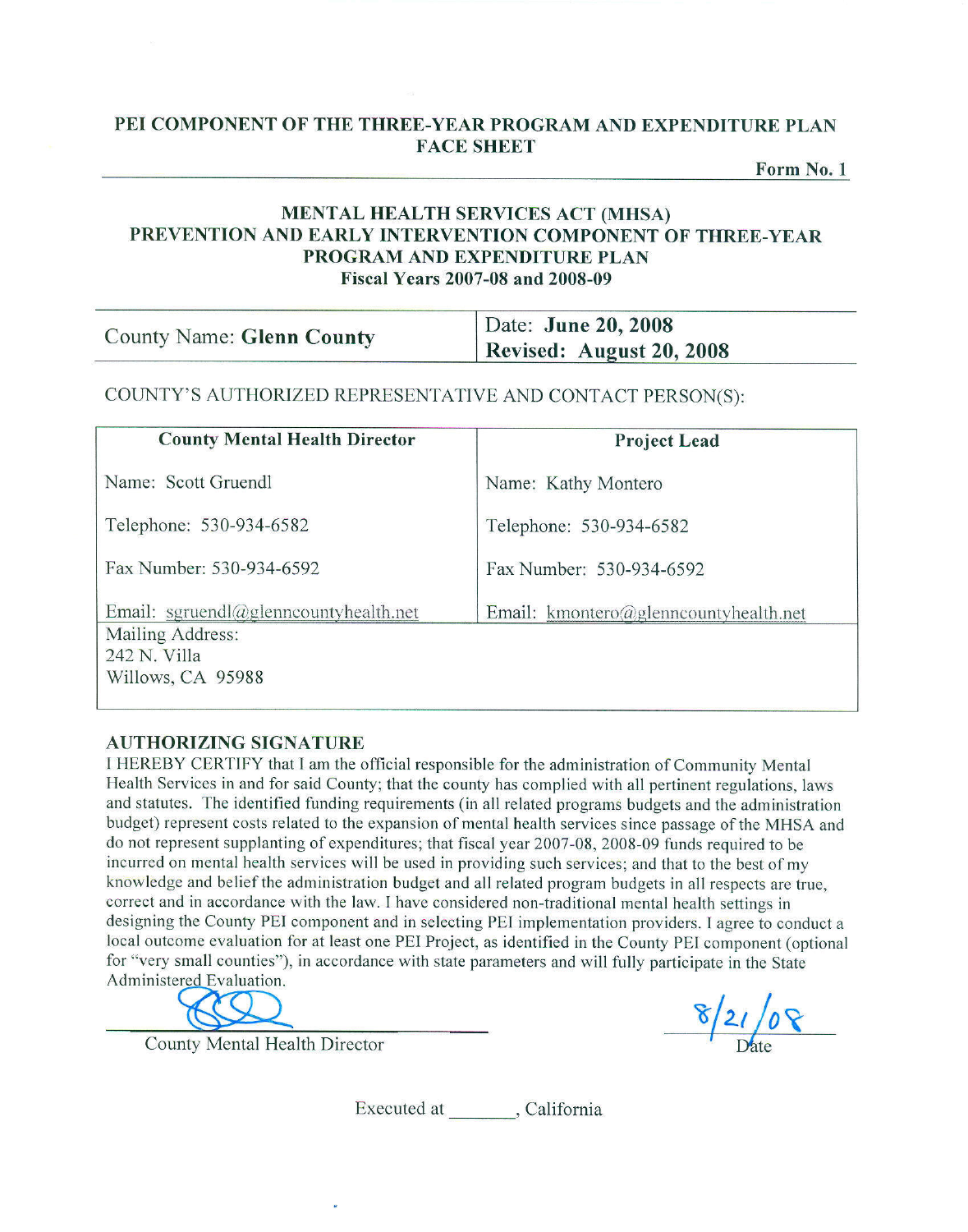# PEI COMPONENT OF THE THREE-YEAR PROGRAM AND EXPENDITURE PLAN FACE SHEET

**Form No. 1**

## MENTAL HEALTH SERVICES ACT (MHSA) PREVENTION AND EARLY INTERVENTION COMPONENT OF THREE-YEAR PROGRAM AND EXPENDITURE PLAN

**Fiscal Years 2007-08 and 2008-09**

| County Name: **Glenn County** | Date: **June 20, 2008** Revised: **August 20, 2008** |
|---|---|

COUNTY'S AUTHORIZED REPRESENTATIVE AND CONTACT PERSON(S):

| **County Mental Health Director** | **Project Lead** |
|---|---|
| Name: Scott Gruendl | Name: Kathy Montero |
| Telephone: 530-934-6582 | Telephone: 530-934-6582 |
| Fax Number: 530-934-6592 | Fax Number: 530-934-6592 |
| Email: sgruendl@glenncountyhealth.net | Email: kmontero@glenncountyhealth.net |
| Mailing Address: 242 N. Villa Willows, CA 95988 | |

### AUTHORIZING SIGNATURE

I HEREBY CERTIFY that I am the official responsible for the administration of Community Mental Health Services in and for said County; that the county has complied with all pertinent regulations, laws and statutes. The identified funding requirements (in all related programs budgets and the administration budget) represent costs related to the expansion of mental health services since passage of the MHSA and do not represent supplanting of expenditures; that fiscal year 2007-08, 2008-09 funds required to be incurred on mental health services will be used in providing such services; and that to the best of my knowledge and belief the administration budget and all related program budgets in all respects are true, correct and in accordance with the law. I have considered non-traditional mental health settings in designing the County PEI component and in selecting PEI implementation providers. I agree to conduct a local outcome evaluation for at least one PEI Project, as identified in the County PEI component (optional for "very small counties"), in accordance with state parameters and will fully participate in the State Administered Evaluation.

County Mental Health Director

8/21/08
Date

Executed at _______, California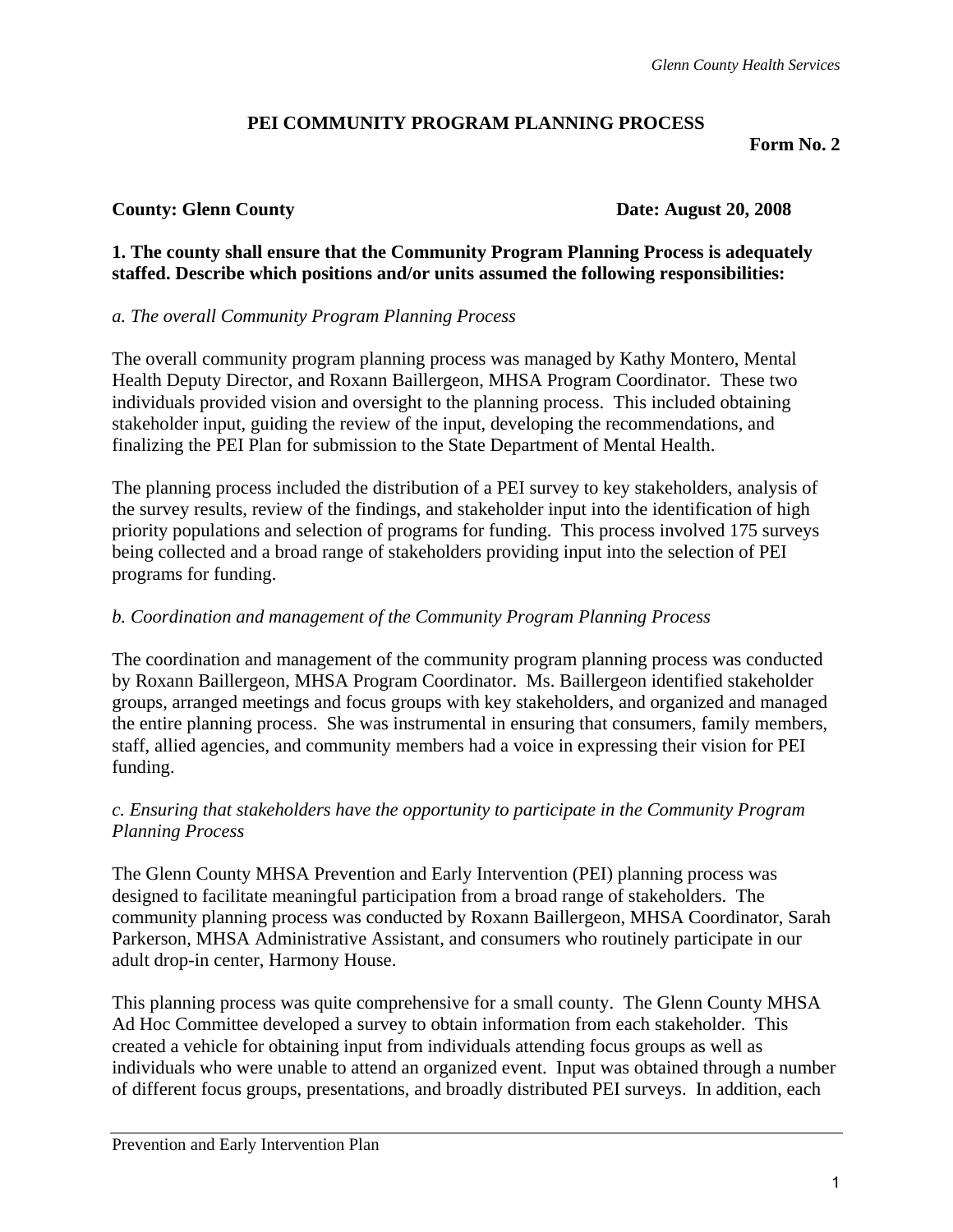## PEI COMMUNITY PROGRAM PLANNING PROCESS

**Form No. 2**

**County: Glenn County** **Date: August 20, 2008**

**1. The county shall ensure that the Community Program Planning Process is adequately staffed. Describe which positions and/or units assumed the following responsibilities:**

*a. The overall Community Program Planning Process*

The overall community program planning process was managed by Kathy Montero, Mental Health Deputy Director, and Roxann Baillergeon, MHSA Program Coordinator. These two individuals provided vision and oversight to the planning process. This included obtaining stakeholder input, guiding the review of the input, developing the recommendations, and finalizing the PEI Plan for submission to the State Department of Mental Health.

The planning process included the distribution of a PEI survey to key stakeholders, analysis of the survey results, review of the findings, and stakeholder input into the identification of high priority populations and selection of programs for funding. This process involved 175 surveys being collected and a broad range of stakeholders providing input into the selection of PEI programs for funding.

*b. Coordination and management of the Community Program Planning Process*

The coordination and management of the community program planning process was conducted by Roxann Baillergeon, MHSA Program Coordinator. Ms. Baillergeon identified stakeholder groups, arranged meetings and focus groups with key stakeholders, and organized and managed the entire planning process. She was instrumental in ensuring that consumers, family members, staff, allied agencies, and community members had a voice in expressing their vision for PEI funding.

*c. Ensuring that stakeholders have the opportunity to participate in the Community Program Planning Process*

The Glenn County MHSA Prevention and Early Intervention (PEI) planning process was designed to facilitate meaningful participation from a broad range of stakeholders. The community planning process was conducted by Roxann Baillergeon, MHSA Coordinator, Sarah Parkerson, MHSA Administrative Assistant, and consumers who routinely participate in our adult drop-in center, Harmony House.

This planning process was quite comprehensive for a small county. The Glenn County MHSA Ad Hoc Committee developed a survey to obtain information from each stakeholder. This created a vehicle for obtaining input from individuals attending focus groups as well as individuals who were unable to attend an organized event. Input was obtained through a number of different focus groups, presentations, and broadly distributed PEI surveys. In addition, each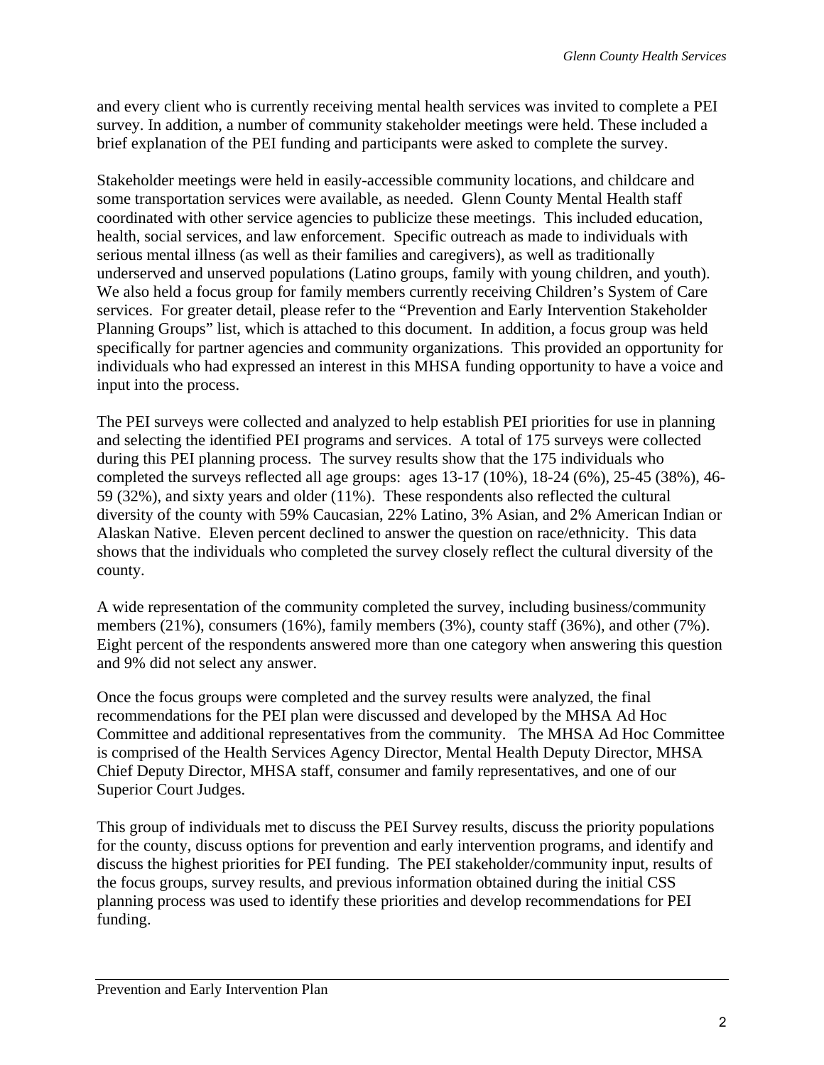and every client who is currently receiving mental health services was invited to complete a PEI survey. In addition, a number of community stakeholder meetings were held. These included a brief explanation of the PEI funding and participants were asked to complete the survey.

Stakeholder meetings were held in easily-accessible community locations, and childcare and some transportation services were available, as needed. Glenn County Mental Health staff coordinated with other service agencies to publicize these meetings. This included education, health, social services, and law enforcement. Specific outreach as made to individuals with serious mental illness (as well as their families and caregivers), as well as traditionally underserved and unserved populations (Latino groups, family with young children, and youth). We also held a focus group for family members currently receiving Children's System of Care services. For greater detail, please refer to the "Prevention and Early Intervention Stakeholder Planning Groups" list, which is attached to this document. In addition, a focus group was held specifically for partner agencies and community organizations. This provided an opportunity for individuals who had expressed an interest in this MHSA funding opportunity to have a voice and input into the process.

The PEI surveys were collected and analyzed to help establish PEI priorities for use in planning and selecting the identified PEI programs and services. A total of 175 surveys were collected during this PEI planning process. The survey results show that the 175 individuals who completed the surveys reflected all age groups: ages 13-17 (10%), 18-24 (6%), 25-45 (38%), 46-59 (32%), and sixty years and older (11%). These respondents also reflected the cultural diversity of the county with 59% Caucasian, 22% Latino, 3% Asian, and 2% American Indian or Alaskan Native. Eleven percent declined to answer the question on race/ethnicity. This data shows that the individuals who completed the survey closely reflect the cultural diversity of the county.

A wide representation of the community completed the survey, including business/community members (21%), consumers (16%), family members (3%), county staff (36%), and other (7%). Eight percent of the respondents answered more than one category when answering this question and 9% did not select any answer.

Once the focus groups were completed and the survey results were analyzed, the final recommendations for the PEI plan were discussed and developed by the MHSA Ad Hoc Committee and additional representatives from the community. The MHSA Ad Hoc Committee is comprised of the Health Services Agency Director, Mental Health Deputy Director, MHSA Chief Deputy Director, MHSA staff, consumer and family representatives, and one of our Superior Court Judges.

This group of individuals met to discuss the PEI Survey results, discuss the priority populations for the county, discuss options for prevention and early intervention programs, and identify and discuss the highest priorities for PEI funding. The PEI stakeholder/community input, results of the focus groups, survey results, and previous information obtained during the initial CSS planning process was used to identify these priorities and develop recommendations for PEI funding.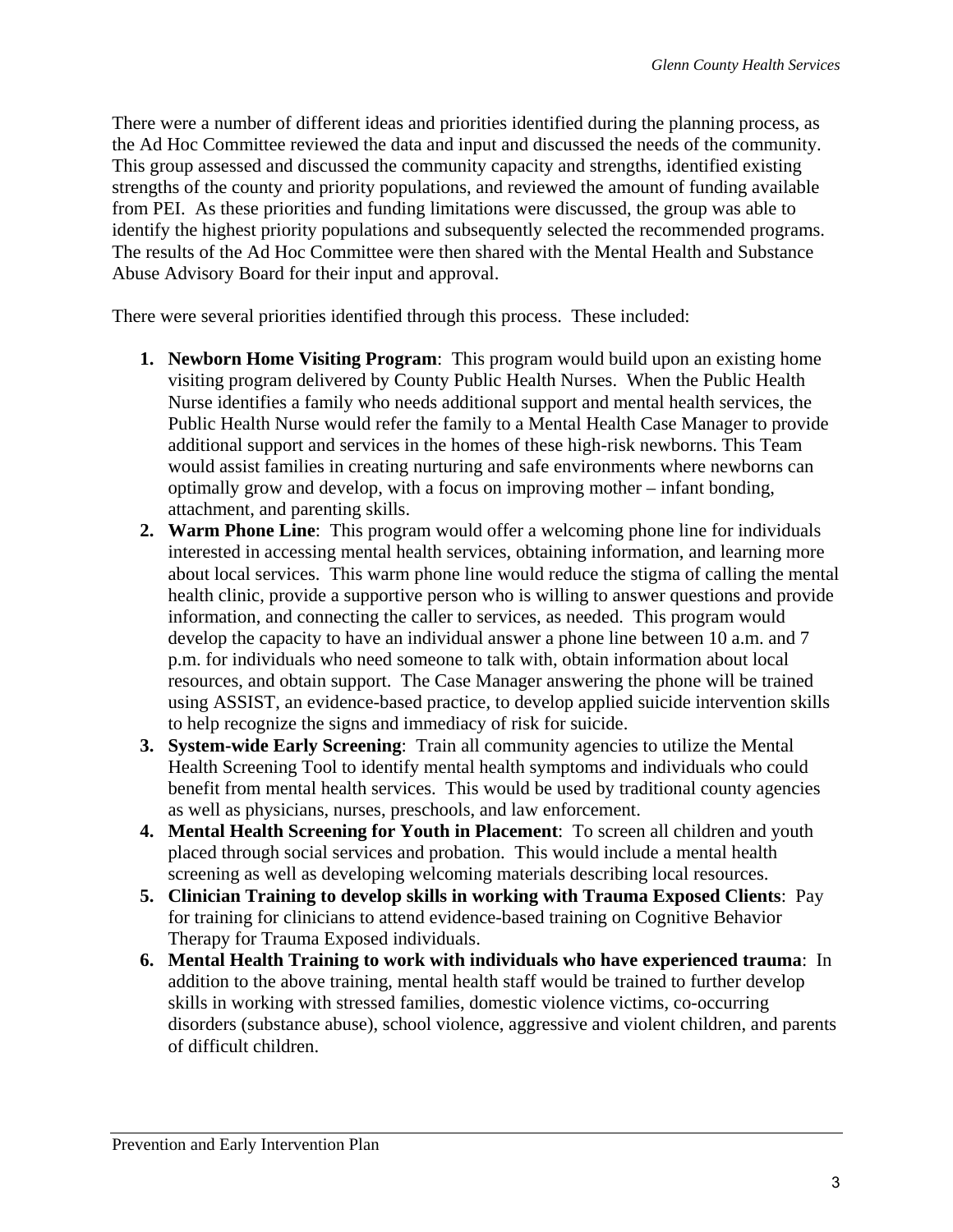There were a number of different ideas and priorities identified during the planning process, as the Ad Hoc Committee reviewed the data and input and discussed the needs of the community. This group assessed and discussed the community capacity and strengths, identified existing strengths of the county and priority populations, and reviewed the amount of funding available from PEI. As these priorities and funding limitations were discussed, the group was able to identify the highest priority populations and subsequently selected the recommended programs. The results of the Ad Hoc Committee were then shared with the Mental Health and Substance Abuse Advisory Board for their input and approval.

There were several priorities identified through this process. These included:

1. **Newborn Home Visiting Program**: This program would build upon an existing home visiting program delivered by County Public Health Nurses. When the Public Health Nurse identifies a family who needs additional support and mental health services, the Public Health Nurse would refer the family to a Mental Health Case Manager to provide additional support and services in the homes of these high-risk newborns. This Team would assist families in creating nurturing and safe environments where newborns can optimally grow and develop, with a focus on improving mother – infant bonding, attachment, and parenting skills.
2. **Warm Phone Line**: This program would offer a welcoming phone line for individuals interested in accessing mental health services, obtaining information, and learning more about local services. This warm phone line would reduce the stigma of calling the mental health clinic, provide a supportive person who is willing to answer questions and provide information, and connecting the caller to services, as needed. This program would develop the capacity to have an individual answer a phone line between 10 a.m. and 7 p.m. for individuals who need someone to talk with, obtain information about local resources, and obtain support. The Case Manager answering the phone will be trained using ASSIST, an evidence-based practice, to develop applied suicide intervention skills to help recognize the signs and immediacy of risk for suicide.
3. **System-wide Early Screening**: Train all community agencies to utilize the Mental Health Screening Tool to identify mental health symptoms and individuals who could benefit from mental health services. This would be used by traditional county agencies as well as physicians, nurses, preschools, and law enforcement.
4. **Mental Health Screening for Youth in Placement**: To screen all children and youth placed through social services and probation. This would include a mental health screening as well as developing welcoming materials describing local resources.
5. **Clinician Training to develop skills in working with Trauma Exposed Clients**: Pay for training for clinicians to attend evidence-based training on Cognitive Behavior Therapy for Trauma Exposed individuals.
6. **Mental Health Training to work with individuals who have experienced trauma**: In addition to the above training, mental health staff would be trained to further develop skills in working with stressed families, domestic violence victims, co-occurring disorders (substance abuse), school violence, aggressive and violent children, and parents of difficult children.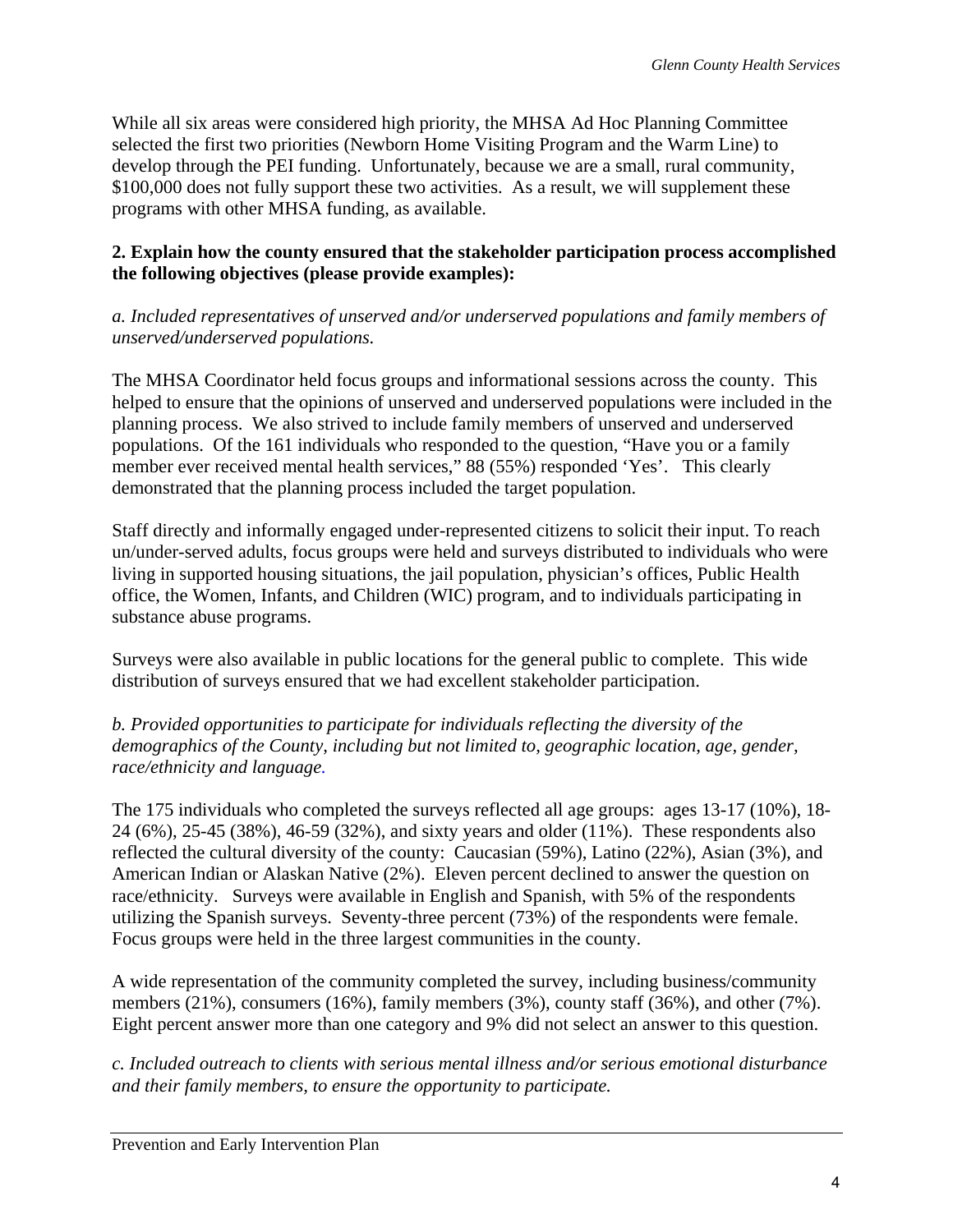While all six areas were considered high priority, the MHSA Ad Hoc Planning Committee selected the first two priorities (Newborn Home Visiting Program and the Warm Line) to develop through the PEI funding. Unfortunately, because we are a small, rural community, $100,000 does not fully support these two activities. As a result, we will supplement these programs with other MHSA funding, as available.

**2. Explain how the county ensured that the stakeholder participation process accomplished the following objectives (please provide examples):**

*a. Included representatives of unserved and/or underserved populations and family members of unserved/underserved populations.*

The MHSA Coordinator held focus groups and informational sessions across the county. This helped to ensure that the opinions of unserved and underserved populations were included in the planning process. We also strived to include family members of unserved and underserved populations. Of the 161 individuals who responded to the question, "Have you or a family member ever received mental health services," 88 (55%) responded 'Yes'. This clearly demonstrated that the planning process included the target population.

Staff directly and informally engaged under-represented citizens to solicit their input. To reach un/under-served adults, focus groups were held and surveys distributed to individuals who were living in supported housing situations, the jail population, physician's offices, Public Health office, the Women, Infants, and Children (WIC) program, and to individuals participating in substance abuse programs.

Surveys were also available in public locations for the general public to complete. This wide distribution of surveys ensured that we had excellent stakeholder participation.

*b. Provided opportunities to participate for individuals reflecting the diversity of the demographics of the County, including but not limited to, geographic location, age, gender, race/ethnicity and language.*

The 175 individuals who completed the surveys reflected all age groups: ages 13-17 (10%), 18-24 (6%), 25-45 (38%), 46-59 (32%), and sixty years and older (11%). These respondents also reflected the cultural diversity of the county: Caucasian (59%), Latino (22%), Asian (3%), and American Indian or Alaskan Native (2%). Eleven percent declined to answer the question on race/ethnicity. Surveys were available in English and Spanish, with 5% of the respondents utilizing the Spanish surveys. Seventy-three percent (73%) of the respondents were female. Focus groups were held in the three largest communities in the county.

A wide representation of the community completed the survey, including business/community members (21%), consumers (16%), family members (3%), county staff (36%), and other (7%). Eight percent answer more than one category and 9% did not select an answer to this question.

*c. Included outreach to clients with serious mental illness and/or serious emotional disturbance and their family members, to ensure the opportunity to participate.*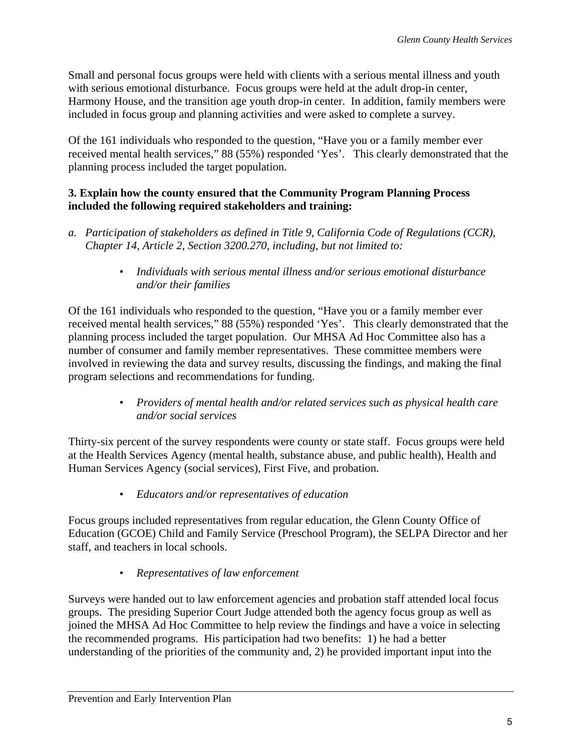Small and personal focus groups were held with clients with a serious mental illness and youth with serious emotional disturbance. Focus groups were held at the adult drop-in center, Harmony House, and the transition age youth drop-in center. In addition, family members were included in focus group and planning activities and were asked to complete a survey.

Of the 161 individuals who responded to the question, "Have you or a family member ever received mental health services," 88 (55%) responded 'Yes'. This clearly demonstrated that the planning process included the target population.

**3. Explain how the county ensured that the Community Program Planning Process included the following required stakeholders and training:**

*a. Participation of stakeholders as defined in Title 9, California Code of Regulations (CCR), Chapter 14, Article 2, Section 3200.270, including, but not limited to:*

- *Individuals with serious mental illness and/or serious emotional disturbance and/or their families*

Of the 161 individuals who responded to the question, "Have you or a family member ever received mental health services," 88 (55%) responded 'Yes'. This clearly demonstrated that the planning process included the target population. Our MHSA Ad Hoc Committee also has a number of consumer and family member representatives. These committee members were involved in reviewing the data and survey results, discussing the findings, and making the final program selections and recommendations for funding.

- *Providers of mental health and/or related services such as physical health care and/or social services*

Thirty-six percent of the survey respondents were county or state staff. Focus groups were held at the Health Services Agency (mental health, substance abuse, and public health), Health and Human Services Agency (social services), First Five, and probation.

- *Educators and/or representatives of education*

Focus groups included representatives from regular education, the Glenn County Office of Education (GCOE) Child and Family Service (Preschool Program), the SELPA Director and her staff, and teachers in local schools.

- *Representatives of law enforcement*

Surveys were handed out to law enforcement agencies and probation staff attended local focus groups. The presiding Superior Court Judge attended both the agency focus group as well as joined the MHSA Ad Hoc Committee to help review the findings and have a voice in selecting the recommended programs. His participation had two benefits: 1) he had a better understanding of the priorities of the community and, 2) he provided important input into the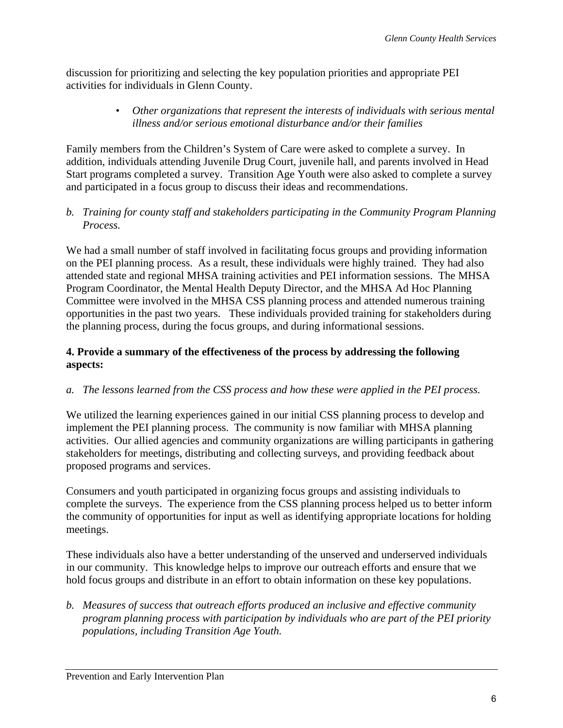discussion for prioritizing and selecting the key population priorities and appropriate PEI activities for individuals in Glenn County.

- *Other organizations that represent the interests of individuals with serious mental illness and/or serious emotional disturbance and/or their families*

Family members from the Children's System of Care were asked to complete a survey. In addition, individuals attending Juvenile Drug Court, juvenile hall, and parents involved in Head Start programs completed a survey. Transition Age Youth were also asked to complete a survey and participated in a focus group to discuss their ideas and recommendations.

*b. Training for county staff and stakeholders participating in the Community Program Planning Process.*

We had a small number of staff involved in facilitating focus groups and providing information on the PEI planning process. As a result, these individuals were highly trained. They had also attended state and regional MHSA training activities and PEI information sessions. The MHSA Program Coordinator, the Mental Health Deputy Director, and the MHSA Ad Hoc Planning Committee were involved in the MHSA CSS planning process and attended numerous training opportunities in the past two years. These individuals provided training for stakeholders during the planning process, during the focus groups, and during informational sessions.

**4. Provide a summary of the effectiveness of the process by addressing the following aspects:**

*a. The lessons learned from the CSS process and how these were applied in the PEI process.*

We utilized the learning experiences gained in our initial CSS planning process to develop and implement the PEI planning process. The community is now familiar with MHSA planning activities. Our allied agencies and community organizations are willing participants in gathering stakeholders for meetings, distributing and collecting surveys, and providing feedback about proposed programs and services.

Consumers and youth participated in organizing focus groups and assisting individuals to complete the surveys. The experience from the CSS planning process helped us to better inform the community of opportunities for input as well as identifying appropriate locations for holding meetings.

These individuals also have a better understanding of the unserved and underserved individuals in our community. This knowledge helps to improve our outreach efforts and ensure that we hold focus groups and distribute in an effort to obtain information on these key populations.

*b. Measures of success that outreach efforts produced an inclusive and effective community program planning process with participation by individuals who are part of the PEI priority populations, including Transition Age Youth.*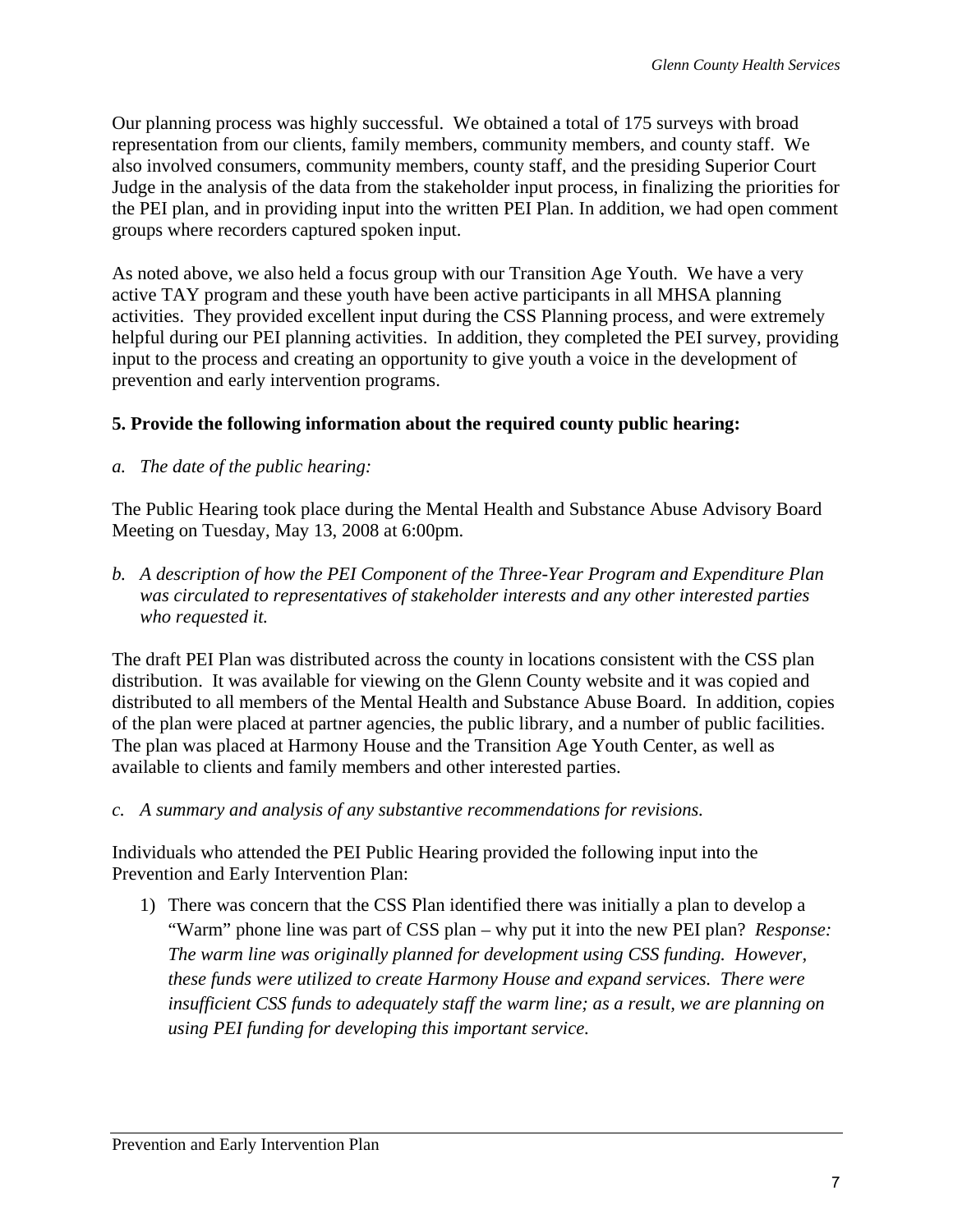Our planning process was highly successful. We obtained a total of 175 surveys with broad representation from our clients, family members, community members, and county staff. We also involved consumers, community members, county staff, and the presiding Superior Court Judge in the analysis of the data from the stakeholder input process, in finalizing the priorities for the PEI plan, and in providing input into the written PEI Plan. In addition, we had open comment groups where recorders captured spoken input.

As noted above, we also held a focus group with our Transition Age Youth. We have a very active TAY program and these youth have been active participants in all MHSA planning activities. They provided excellent input during the CSS Planning process, and were extremely helpful during our PEI planning activities. In addition, they completed the PEI survey, providing input to the process and creating an opportunity to give youth a voice in the development of prevention and early intervention programs.

**5. Provide the following information about the required county public hearing:**

*a. The date of the public hearing:*

The Public Hearing took place during the Mental Health and Substance Abuse Advisory Board Meeting on Tuesday, May 13, 2008 at 6:00pm.

*b. A description of how the PEI Component of the Three-Year Program and Expenditure Plan was circulated to representatives of stakeholder interests and any other interested parties who requested it.*

The draft PEI Plan was distributed across the county in locations consistent with the CSS plan distribution. It was available for viewing on the Glenn County website and it was copied and distributed to all members of the Mental Health and Substance Abuse Board. In addition, copies of the plan were placed at partner agencies, the public library, and a number of public facilities. The plan was placed at Harmony House and the Transition Age Youth Center, as well as available to clients and family members and other interested parties.

*c. A summary and analysis of any substantive recommendations for revisions.*

Individuals who attended the PEI Public Hearing provided the following input into the Prevention and Early Intervention Plan:

1) There was concern that the CSS Plan identified there was initially a plan to develop a "Warm" phone line was part of CSS plan – why put it into the new PEI plan? *Response: The warm line was originally planned for development using CSS funding. However, these funds were utilized to create Harmony House and expand services. There were insufficient CSS funds to adequately staff the warm line; as a result, we are planning on using PEI funding for developing this important service.*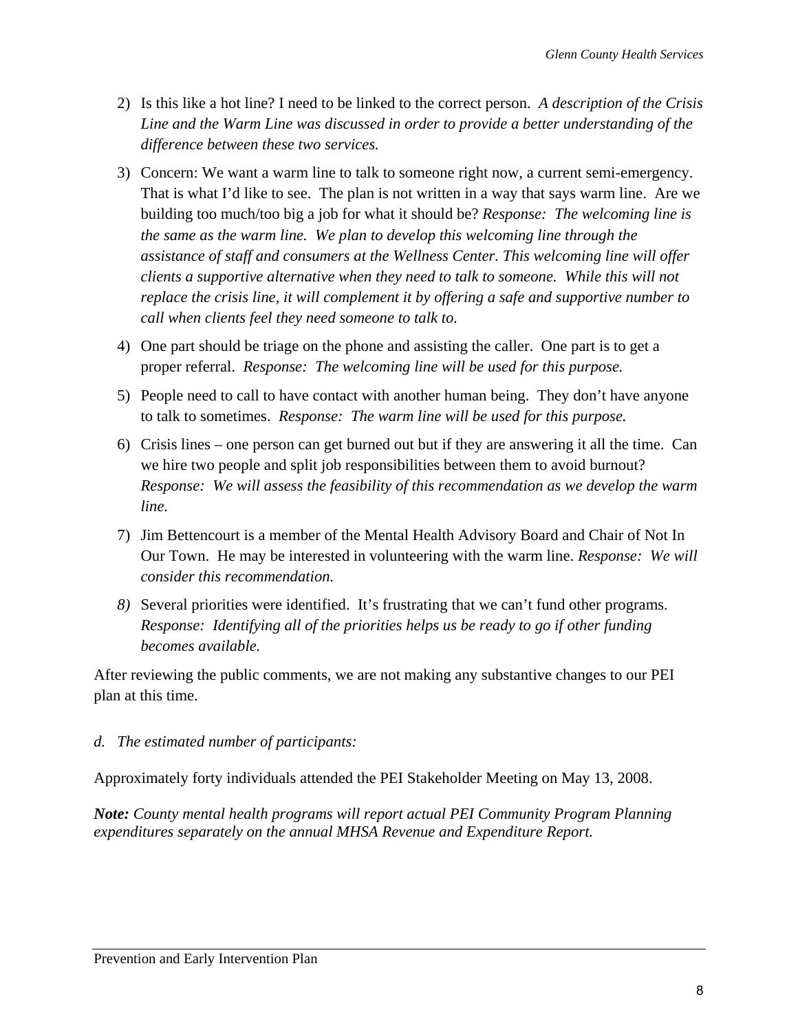2) Is this like a hot line? I need to be linked to the correct person. *A description of the Crisis Line and the Warm Line was discussed in order to provide a better understanding of the difference between these two services.*

3) Concern: We want a warm line to talk to someone right now, a current semi-emergency. That is what I'd like to see. The plan is not written in a way that says warm line. Are we building too much/too big a job for what it should be? *Response: The welcoming line is the same as the warm line. We plan to develop this welcoming line through the assistance of staff and consumers at the Wellness Center. This welcoming line will offer clients a supportive alternative when they need to talk to someone. While this will not replace the crisis line, it will complement it by offering a safe and supportive number to call when clients feel they need someone to talk to.*

4) One part should be triage on the phone and assisting the caller. One part is to get a proper referral. *Response: The welcoming line will be used for this purpose.*

5) People need to call to have contact with another human being. They don't have anyone to talk to sometimes. *Response: The warm line will be used for this purpose.*

6) Crisis lines – one person can get burned out but if they are answering it all the time. Can we hire two people and split job responsibilities between them to avoid burnout? *Response: We will assess the feasibility of this recommendation as we develop the warm line.*

7) Jim Bettencourt is a member of the Mental Health Advisory Board and Chair of Not In Our Town. He may be interested in volunteering with the warm line. *Response: We will consider this recommendation.*

8) Several priorities were identified. It's frustrating that we can't fund other programs. *Response: Identifying all of the priorities helps us be ready to go if other funding becomes available.*

After reviewing the public comments, we are not making any substantive changes to our PEI plan at this time.

*d. The estimated number of participants:*

Approximately forty individuals attended the PEI Stakeholder Meeting on May 13, 2008.

***Note:** County mental health programs will report actual PEI Community Program Planning expenditures separately on the annual MHSA Revenue and Expenditure Report.*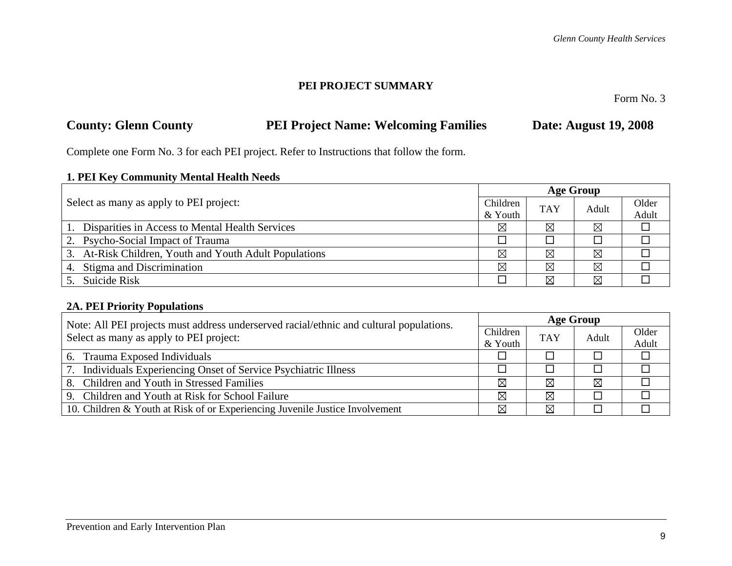**PEI PROJECT SUMMARY**

Form No. 3

**County: Glenn County** **PEI Project Name: Welcoming Families** **Date: August 19, 2008**

Complete one Form No. 3 for each PEI project. Refer to Instructions that follow the form.

**1. PEI Key Community Mental Health Needs**

| Select as many as apply to PEI project: | Age Group | | | |
|---|---|---|---|---|
| | Children & Youth | TAY | Adult | Older Adult |
| 1. Disparities in Access to Mental Health Services | ☒ | ☒ | ☒ | ☐ |
| 2. Psycho-Social Impact of Trauma | ☐ | ☐ | ☐ | ☐ |
| 3. At-Risk Children, Youth and Youth Adult Populations | ☒ | ☒ | ☒ | ☐ |
| 4. Stigma and Discrimination | ☒ | ☒ | ☒ | ☐ |
| 5. Suicide Risk | ☐ | ☒ | ☒ | ☐ |

**2A. PEI Priority Populations**

| Note: All PEI projects must address underserved racial/ethnic and cultural populations. Select as many as apply to PEI project: | Age Group | | | |
|---|---|---|---|---|
| | Children & Youth | TAY | Adult | Older Adult |
| 6. Trauma Exposed Individuals | ☐ | ☐ | ☐ | ☐ |
| 7. Individuals Experiencing Onset of Service Psychiatric Illness | ☐ | ☐ | ☐ | ☐ |
| 8. Children and Youth in Stressed Families | ☒ | ☒ | ☒ | ☐ |
| 9. Children and Youth at Risk for School Failure | ☒ | ☒ | ☐ | ☐ |
| 10. Children & Youth at Risk of or Experiencing Juvenile Justice Involvement | ☒ | ☒ | ☐ | ☐ |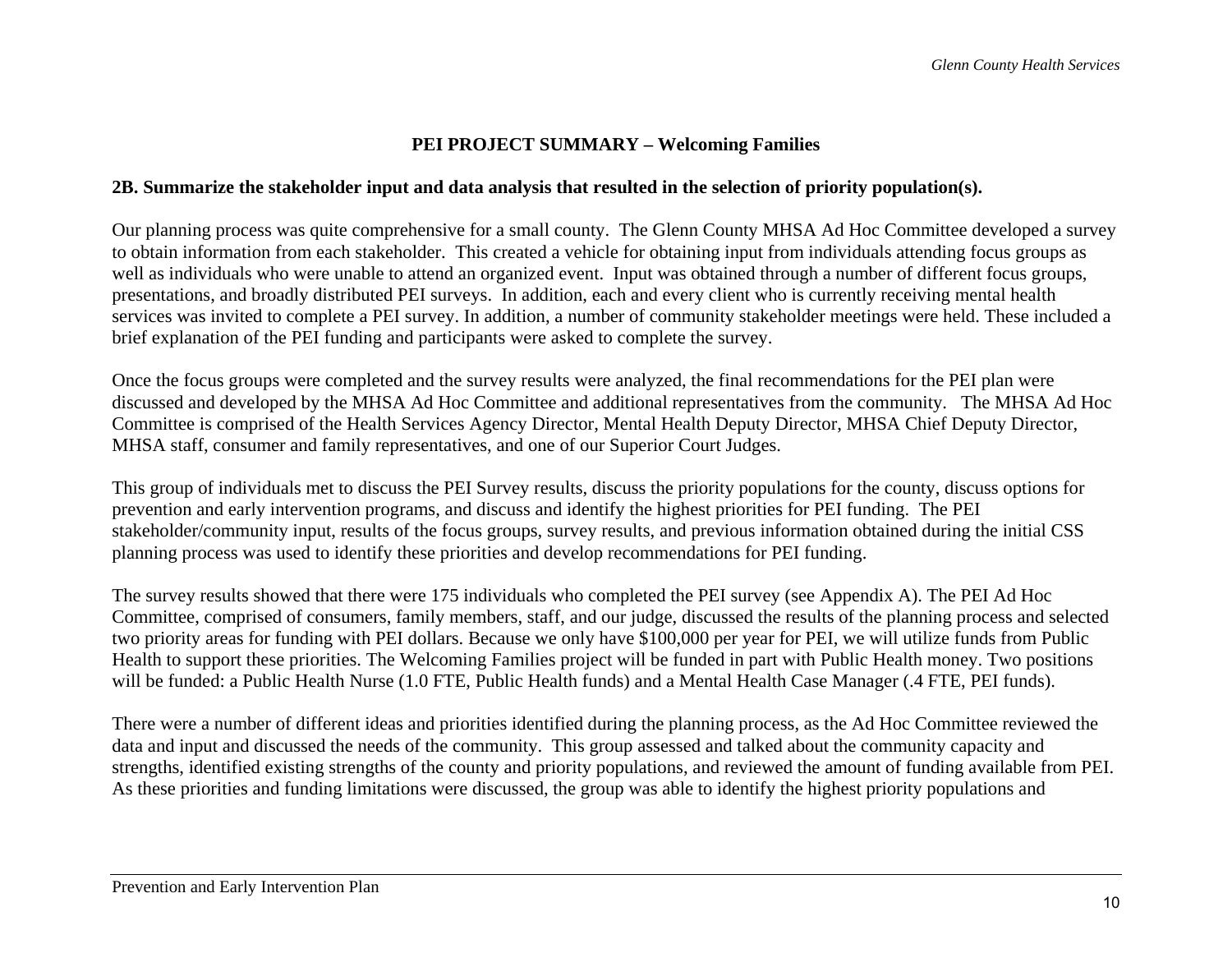## PEI PROJECT SUMMARY – Welcoming Families

### 2B. Summarize the stakeholder input and data analysis that resulted in the selection of priority population(s).

Our planning process was quite comprehensive for a small county. The Glenn County MHSA Ad Hoc Committee developed a survey to obtain information from each stakeholder. This created a vehicle for obtaining input from individuals attending focus groups as well as individuals who were unable to attend an organized event. Input was obtained through a number of different focus groups, presentations, and broadly distributed PEI surveys. In addition, each and every client who is currently receiving mental health services was invited to complete a PEI survey. In addition, a number of community stakeholder meetings were held. These included a brief explanation of the PEI funding and participants were asked to complete the survey.

Once the focus groups were completed and the survey results were analyzed, the final recommendations for the PEI plan were discussed and developed by the MHSA Ad Hoc Committee and additional representatives from the community. The MHSA Ad Hoc Committee is comprised of the Health Services Agency Director, Mental Health Deputy Director, MHSA Chief Deputy Director, MHSA staff, consumer and family representatives, and one of our Superior Court Judges.

This group of individuals met to discuss the PEI Survey results, discuss the priority populations for the county, discuss options for prevention and early intervention programs, and discuss and identify the highest priorities for PEI funding. The PEI stakeholder/community input, results of the focus groups, survey results, and previous information obtained during the initial CSS planning process was used to identify these priorities and develop recommendations for PEI funding.

The survey results showed that there were 175 individuals who completed the PEI survey (see Appendix A). The PEI Ad Hoc Committee, comprised of consumers, family members, staff, and our judge, discussed the results of the planning process and selected two priority areas for funding with PEI dollars. Because we only have $100,000 per year for PEI, we will utilize funds from Public Health to support these priorities. The Welcoming Families project will be funded in part with Public Health money. Two positions will be funded: a Public Health Nurse (1.0 FTE, Public Health funds) and a Mental Health Case Manager (.4 FTE, PEI funds).

There were a number of different ideas and priorities identified during the planning process, as the Ad Hoc Committee reviewed the data and input and discussed the needs of the community. This group assessed and talked about the community capacity and strengths, identified existing strengths of the county and priority populations, and reviewed the amount of funding available from PEI. As these priorities and funding limitations were discussed, the group was able to identify the highest priority populations and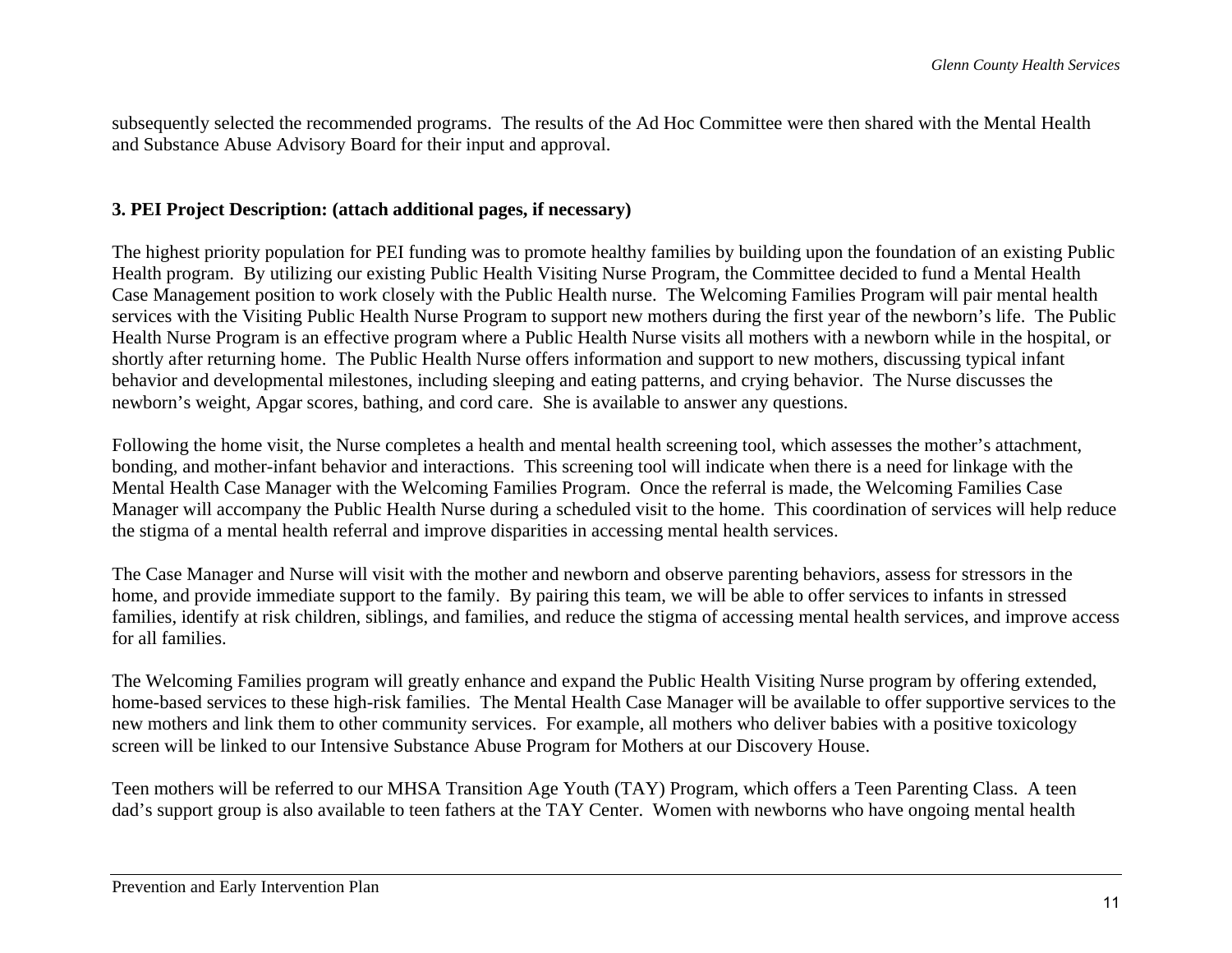subsequently selected the recommended programs. The results of the Ad Hoc Committee were then shared with the Mental Health and Substance Abuse Advisory Board for their input and approval.

### 3. PEI Project Description: (attach additional pages, if necessary)

The highest priority population for PEI funding was to promote healthy families by building upon the foundation of an existing Public Health program. By utilizing our existing Public Health Visiting Nurse Program, the Committee decided to fund a Mental Health Case Management position to work closely with the Public Health nurse. The Welcoming Families Program will pair mental health services with the Visiting Public Health Nurse Program to support new mothers during the first year of the newborn's life. The Public Health Nurse Program is an effective program where a Public Health Nurse visits all mothers with a newborn while in the hospital, or shortly after returning home. The Public Health Nurse offers information and support to new mothers, discussing typical infant behavior and developmental milestones, including sleeping and eating patterns, and crying behavior. The Nurse discusses the newborn's weight, Apgar scores, bathing, and cord care. She is available to answer any questions.

Following the home visit, the Nurse completes a health and mental health screening tool, which assesses the mother's attachment, bonding, and mother-infant behavior and interactions. This screening tool will indicate when there is a need for linkage with the Mental Health Case Manager with the Welcoming Families Program. Once the referral is made, the Welcoming Families Case Manager will accompany the Public Health Nurse during a scheduled visit to the home. This coordination of services will help reduce the stigma of a mental health referral and improve disparities in accessing mental health services.

The Case Manager and Nurse will visit with the mother and newborn and observe parenting behaviors, assess for stressors in the home, and provide immediate support to the family. By pairing this team, we will be able to offer services to infants in stressed families, identify at risk children, siblings, and families, and reduce the stigma of accessing mental health services, and improve access for all families.

The Welcoming Families program will greatly enhance and expand the Public Health Visiting Nurse program by offering extended, home-based services to these high-risk families. The Mental Health Case Manager will be available to offer supportive services to the new mothers and link them to other community services. For example, all mothers who deliver babies with a positive toxicology screen will be linked to our Intensive Substance Abuse Program for Mothers at our Discovery House.

Teen mothers will be referred to our MHSA Transition Age Youth (TAY) Program, which offers a Teen Parenting Class. A teen dad's support group is also available to teen fathers at the TAY Center. Women with newborns who have ongoing mental health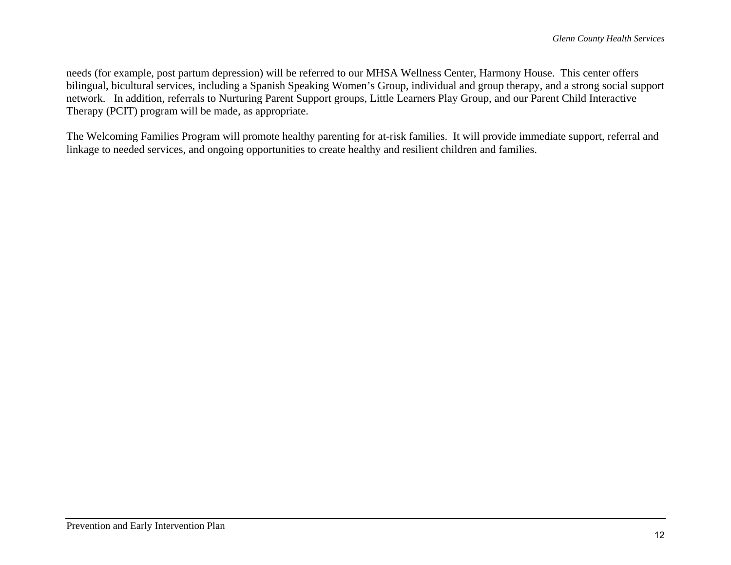needs (for example, post partum depression) will be referred to our MHSA Wellness Center, Harmony House.  This center offers bilingual, bicultural services, including a Spanish Speaking Women's Group, individual and group therapy, and a strong social support network.   In addition, referrals to Nurturing Parent Support groups, Little Learners Play Group, and our Parent Child Interactive Therapy (PCIT) program will be made, as appropriate.

The Welcoming Families Program will promote healthy parenting for at-risk families.  It will provide immediate support, referral and linkage to needed services, and ongoing opportunities to create healthy and resilient children and families.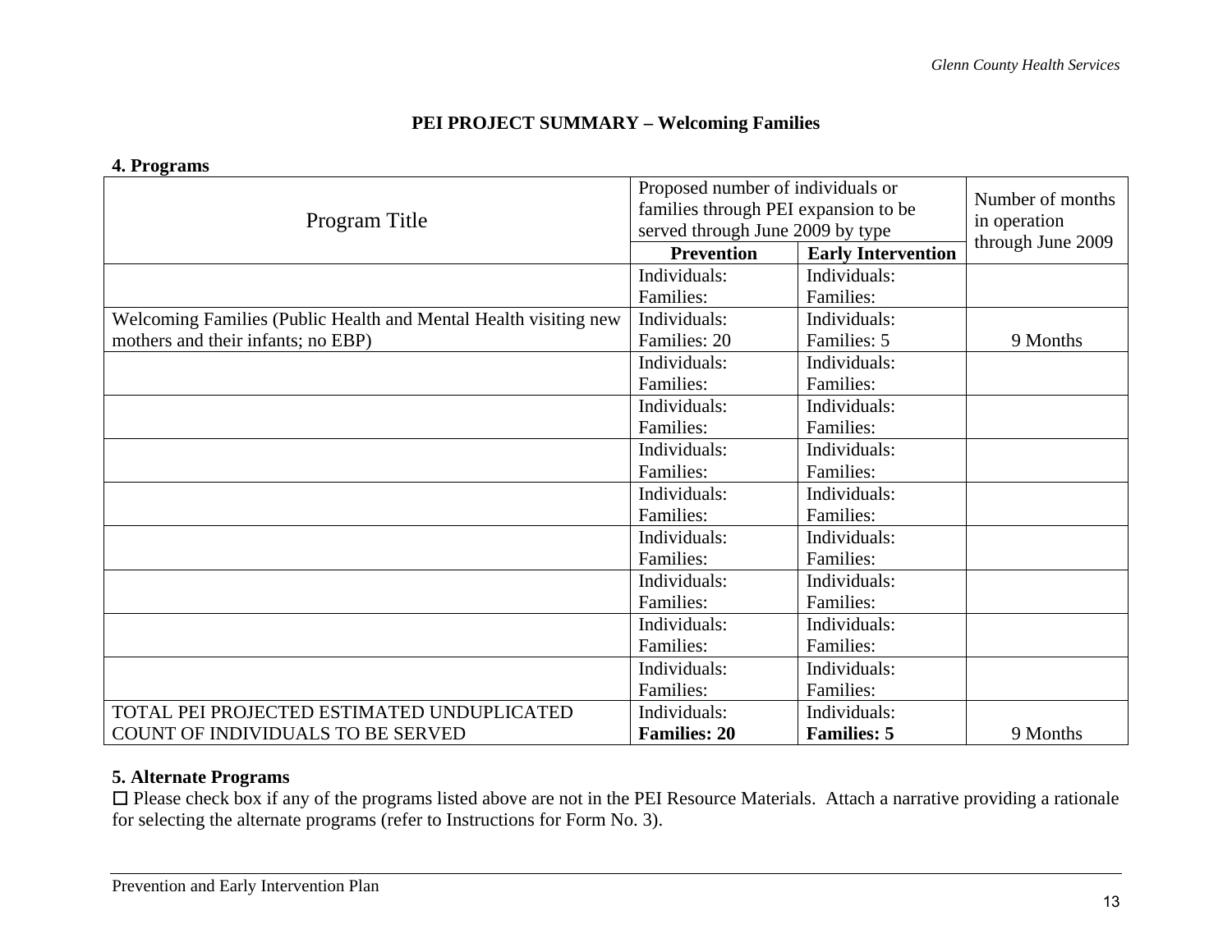## PEI PROJECT SUMMARY – Welcoming Families

**4. Programs**

| Program Title | Proposed number of individuals or families through PEI expansion to be served through June 2009 by type | | Number of months in operation through June 2009 |
|---|---|---|---|
| | **Prevention** | **Early Intervention** | |
| | Individuals: Families: | Individuals: Families: | |
| Welcoming Families (Public Health and Mental Health visiting new mothers and their infants; no EBP) | Individuals: Families: 20 | Individuals: Families: 5 | 9 Months |
| | Individuals: Families: | Individuals: Families: | |
| | Individuals: Families: | Individuals: Families: | |
| | Individuals: Families: | Individuals: Families: | |
| | Individuals: Families: | Individuals: Families: | |
| | Individuals: Families: | Individuals: Families: | |
| | Individuals: Families: | Individuals: Families: | |
| | Individuals: Families: | Individuals: Families: | |
| | Individuals: Families: | Individuals: Families: | |
| TOTAL PEI PROJECTED ESTIMATED UNDUPLICATED COUNT OF INDIVIDUALS TO BE SERVED | Individuals: **Families: 20** | Individuals: **Families: 5** | 9 Months |

**5. Alternate Programs**

☐ Please check box if any of the programs listed above are not in the PEI Resource Materials. Attach a narrative providing a rationale for selecting the alternate programs (refer to Instructions for Form No. 3).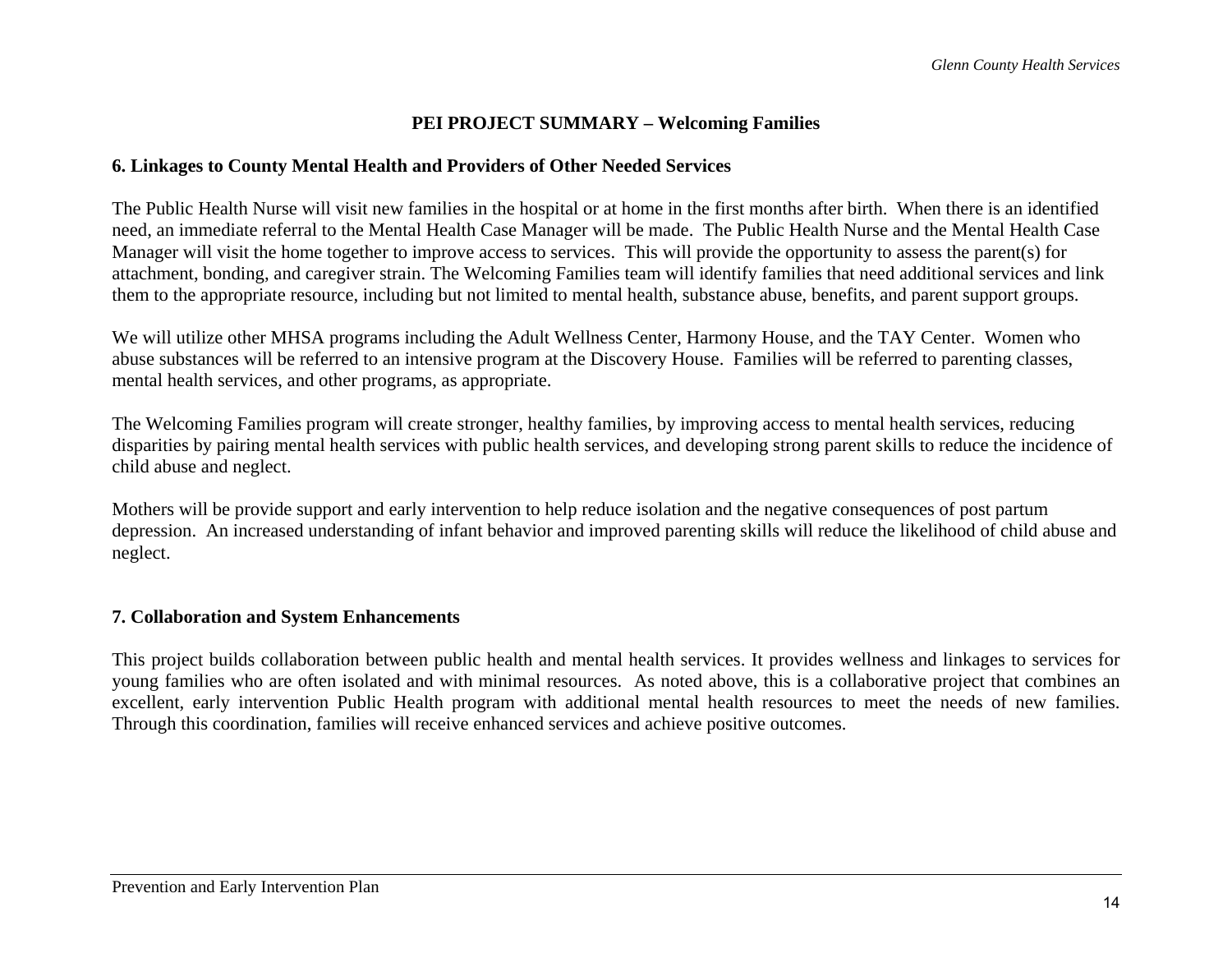## PEI PROJECT SUMMARY – Welcoming Families

### 6. Linkages to County Mental Health and Providers of Other Needed Services

The Public Health Nurse will visit new families in the hospital or at home in the first months after birth. When there is an identified need, an immediate referral to the Mental Health Case Manager will be made. The Public Health Nurse and the Mental Health Case Manager will visit the home together to improve access to services. This will provide the opportunity to assess the parent(s) for attachment, bonding, and caregiver strain. The Welcoming Families team will identify families that need additional services and link them to the appropriate resource, including but not limited to mental health, substance abuse, benefits, and parent support groups.

We will utilize other MHSA programs including the Adult Wellness Center, Harmony House, and the TAY Center. Women who abuse substances will be referred to an intensive program at the Discovery House. Families will be referred to parenting classes, mental health services, and other programs, as appropriate.

The Welcoming Families program will create stronger, healthy families, by improving access to mental health services, reducing disparities by pairing mental health services with public health services, and developing strong parent skills to reduce the incidence of child abuse and neglect.

Mothers will be provide support and early intervention to help reduce isolation and the negative consequences of post partum depression. An increased understanding of infant behavior and improved parenting skills will reduce the likelihood of child abuse and neglect.

### 7. Collaboration and System Enhancements

This project builds collaboration between public health and mental health services. It provides wellness and linkages to services for young families who are often isolated and with minimal resources. As noted above, this is a collaborative project that combines an excellent, early intervention Public Health program with additional mental health resources to meet the needs of new families. Through this coordination, families will receive enhanced services and achieve positive outcomes.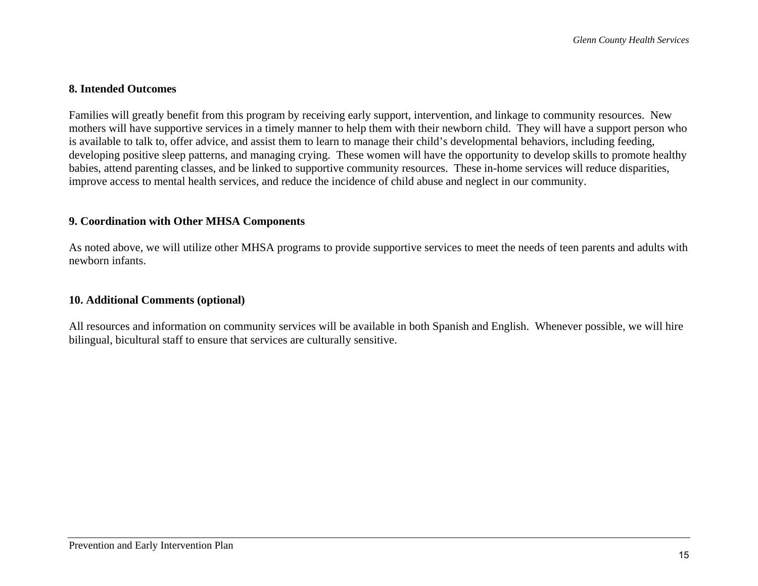**8. Intended Outcomes**

Families will greatly benefit from this program by receiving early support, intervention, and linkage to community resources. New mothers will have supportive services in a timely manner to help them with their newborn child. They will have a support person who is available to talk to, offer advice, and assist them to learn to manage their child's developmental behaviors, including feeding, developing positive sleep patterns, and managing crying. These women will have the opportunity to develop skills to promote healthy babies, attend parenting classes, and be linked to supportive community resources. These in-home services will reduce disparities, improve access to mental health services, and reduce the incidence of child abuse and neglect in our community.

**9. Coordination with Other MHSA Components**

As noted above, we will utilize other MHSA programs to provide supportive services to meet the needs of teen parents and adults with newborn infants.

**10. Additional Comments (optional)**

All resources and information on community services will be available in both Spanish and English. Whenever possible, we will hire bilingual, bicultural staff to ensure that services are culturally sensitive.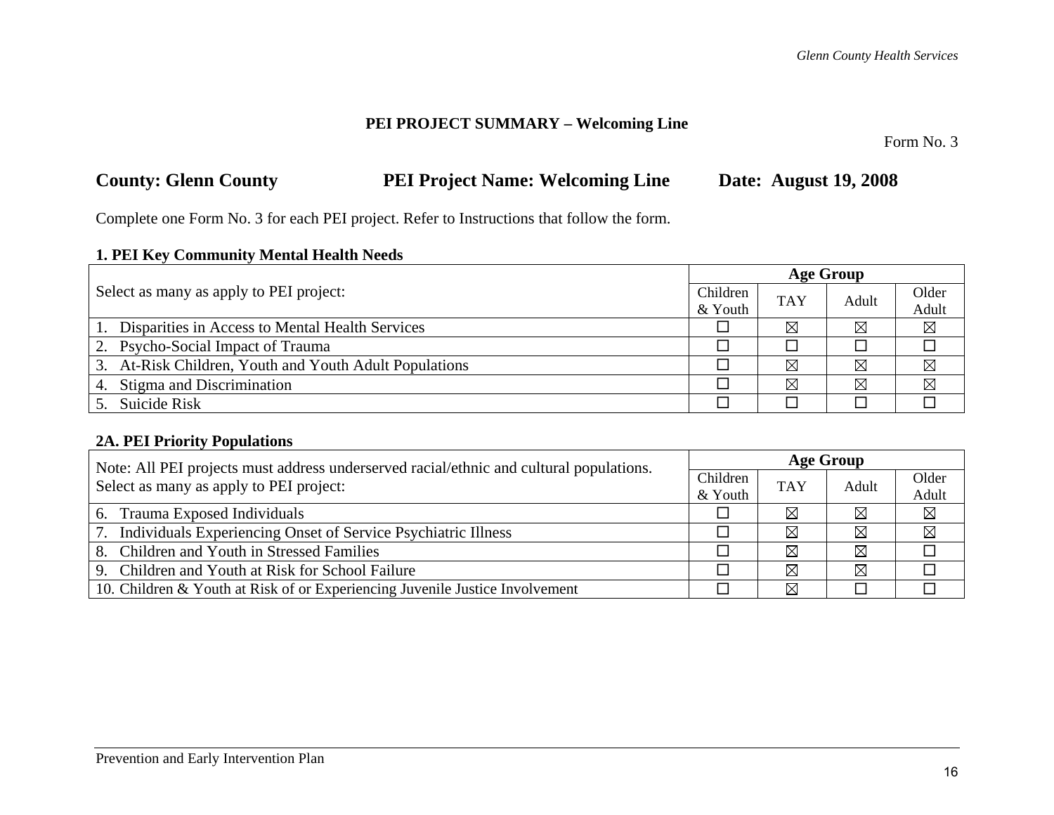## PEI PROJECT SUMMARY – Welcoming Line

Form No. 3

**County: Glenn County** **PEI Project Name: Welcoming Line** **Date: August 19, 2008**

Complete one Form No. 3 for each PEI project. Refer to Instructions that follow the form.

### 1. PEI Key Community Mental Health Needs

| Select as many as apply to PEI project: | Age Group | | | |
|---|---|---|---|---|
| | Children & Youth | TAY | Adult | Older Adult |
| 1. Disparities in Access to Mental Health Services | ☐ | ☒ | ☒ | ☒ |
| 2. Psycho-Social Impact of Trauma | ☐ | ☐ | ☐ | ☐ |
| 3. At-Risk Children, Youth and Youth Adult Populations | ☐ | ☒ | ☒ | ☒ |
| 4. Stigma and Discrimination | ☐ | ☒ | ☒ | ☒ |
| 5. Suicide Risk | ☐ | ☐ | ☐ | ☐ |

### 2A. PEI Priority Populations

| Note: All PEI projects must address underserved racial/ethnic and cultural populations. Select as many as apply to PEI project: | Age Group | | | |
|---|---|---|---|---|
| | Children & Youth | TAY | Adult | Older Adult |
| 6. Trauma Exposed Individuals | ☐ | ☒ | ☒ | ☒ |
| 7. Individuals Experiencing Onset of Service Psychiatric Illness | ☐ | ☒ | ☒ | ☒ |
| 8. Children and Youth in Stressed Families | ☐ | ☒ | ☒ | ☐ |
| 9. Children and Youth at Risk for School Failure | ☐ | ☒ | ☒ | ☐ |
| 10. Children & Youth at Risk of or Experiencing Juvenile Justice Involvement | ☐ | ☒ | ☐ | ☐ |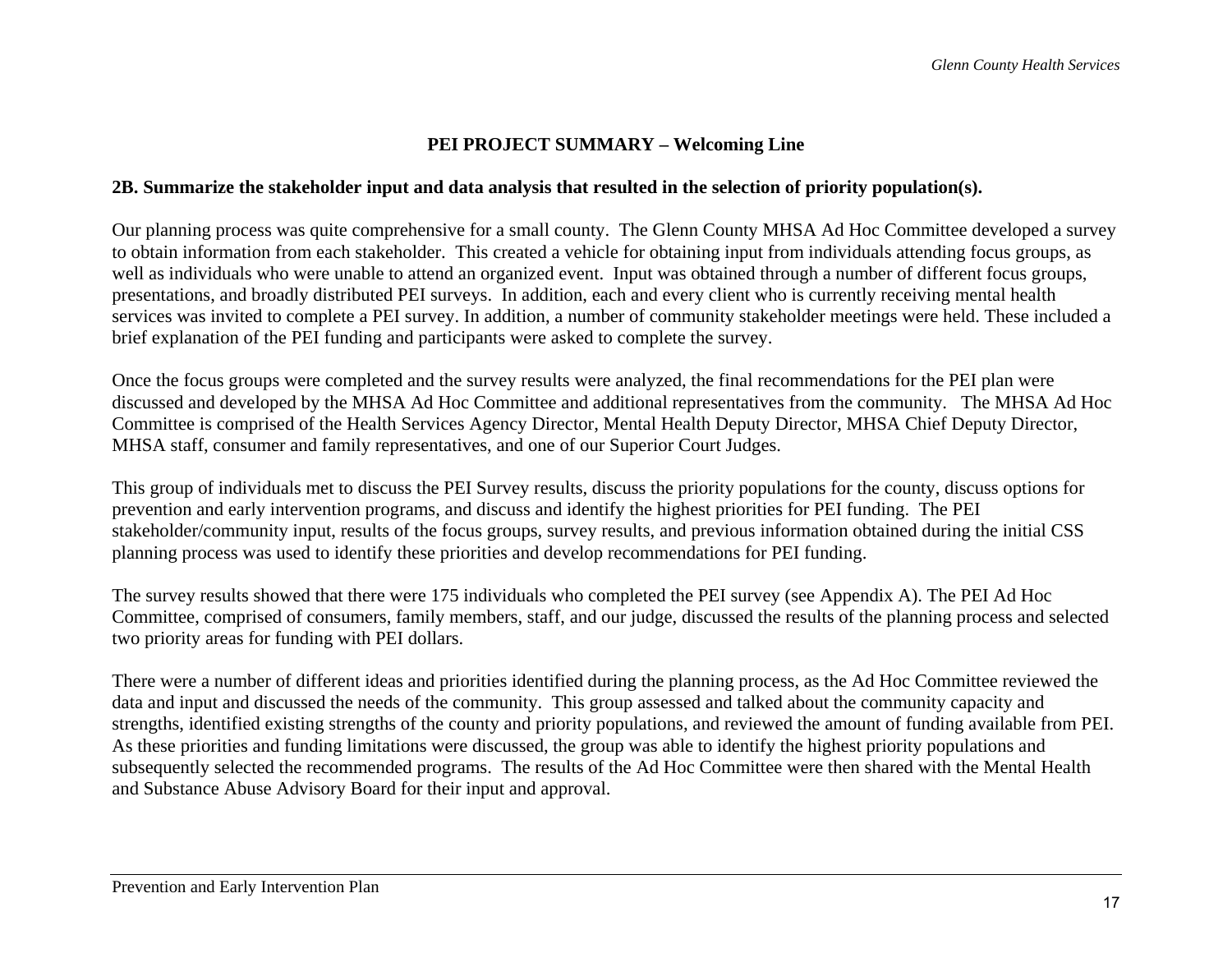## PEI PROJECT SUMMARY – Welcoming Line

**2B. Summarize the stakeholder input and data analysis that resulted in the selection of priority population(s).**

Our planning process was quite comprehensive for a small county. The Glenn County MHSA Ad Hoc Committee developed a survey to obtain information from each stakeholder. This created a vehicle for obtaining input from individuals attending focus groups, as well as individuals who were unable to attend an organized event. Input was obtained through a number of different focus groups, presentations, and broadly distributed PEI surveys. In addition, each and every client who is currently receiving mental health services was invited to complete a PEI survey. In addition, a number of community stakeholder meetings were held. These included a brief explanation of the PEI funding and participants were asked to complete the survey.

Once the focus groups were completed and the survey results were analyzed, the final recommendations for the PEI plan were discussed and developed by the MHSA Ad Hoc Committee and additional representatives from the community. The MHSA Ad Hoc Committee is comprised of the Health Services Agency Director, Mental Health Deputy Director, MHSA Chief Deputy Director, MHSA staff, consumer and family representatives, and one of our Superior Court Judges.

This group of individuals met to discuss the PEI Survey results, discuss the priority populations for the county, discuss options for prevention and early intervention programs, and discuss and identify the highest priorities for PEI funding. The PEI stakeholder/community input, results of the focus groups, survey results, and previous information obtained during the initial CSS planning process was used to identify these priorities and develop recommendations for PEI funding.

The survey results showed that there were 175 individuals who completed the PEI survey (see Appendix A). The PEI Ad Hoc Committee, comprised of consumers, family members, staff, and our judge, discussed the results of the planning process and selected two priority areas for funding with PEI dollars.

There were a number of different ideas and priorities identified during the planning process, as the Ad Hoc Committee reviewed the data and input and discussed the needs of the community. This group assessed and talked about the community capacity and strengths, identified existing strengths of the county and priority populations, and reviewed the amount of funding available from PEI. As these priorities and funding limitations were discussed, the group was able to identify the highest priority populations and subsequently selected the recommended programs. The results of the Ad Hoc Committee were then shared with the Mental Health and Substance Abuse Advisory Board for their input and approval.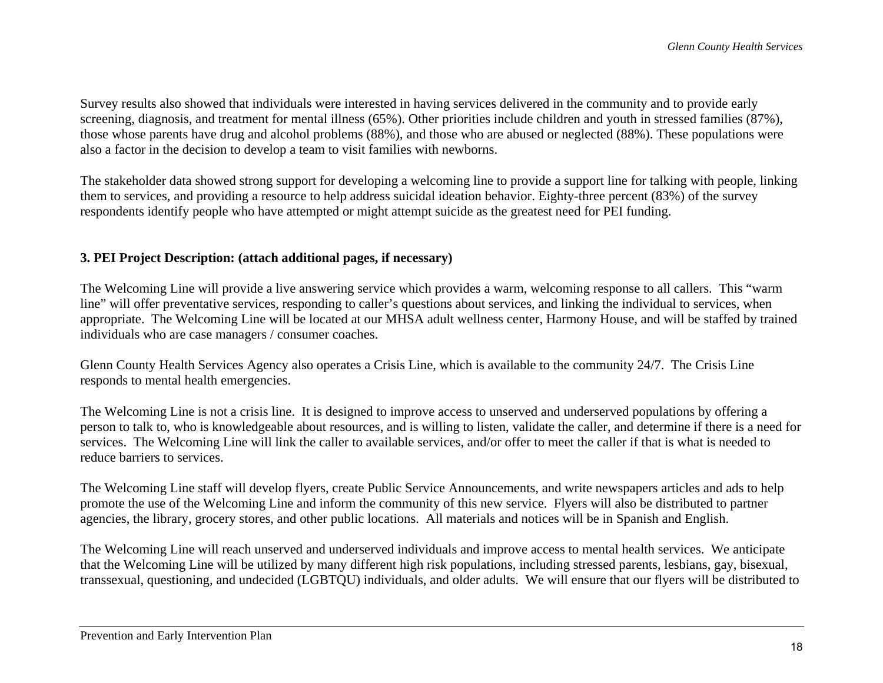Survey results also showed that individuals were interested in having services delivered in the community and to provide early screening, diagnosis, and treatment for mental illness (65%). Other priorities include children and youth in stressed families (87%), those whose parents have drug and alcohol problems (88%), and those who are abused or neglected (88%). These populations were also a factor in the decision to develop a team to visit families with newborns.

The stakeholder data showed strong support for developing a welcoming line to provide a support line for talking with people, linking them to services, and providing a resource to help address suicidal ideation behavior. Eighty-three percent (83%) of the survey respondents identify people who have attempted or might attempt suicide as the greatest need for PEI funding.

**3. PEI Project Description: (attach additional pages, if necessary)**

The Welcoming Line will provide a live answering service which provides a warm, welcoming response to all callers. This "warm line" will offer preventative services, responding to caller's questions about services, and linking the individual to services, when appropriate. The Welcoming Line will be located at our MHSA adult wellness center, Harmony House, and will be staffed by trained individuals who are case managers / consumer coaches.

Glenn County Health Services Agency also operates a Crisis Line, which is available to the community 24/7. The Crisis Line responds to mental health emergencies.

The Welcoming Line is not a crisis line. It is designed to improve access to unserved and underserved populations by offering a person to talk to, who is knowledgeable about resources, and is willing to listen, validate the caller, and determine if there is a need for services. The Welcoming Line will link the caller to available services, and/or offer to meet the caller if that is what is needed to reduce barriers to services.

The Welcoming Line staff will develop flyers, create Public Service Announcements, and write newspapers articles and ads to help promote the use of the Welcoming Line and inform the community of this new service. Flyers will also be distributed to partner agencies, the library, grocery stores, and other public locations. All materials and notices will be in Spanish and English.

The Welcoming Line will reach unserved and underserved individuals and improve access to mental health services. We anticipate that the Welcoming Line will be utilized by many different high risk populations, including stressed parents, lesbians, gay, bisexual, transsexual, questioning, and undecided (LGBTQU) individuals, and older adults. We will ensure that our flyers will be distributed to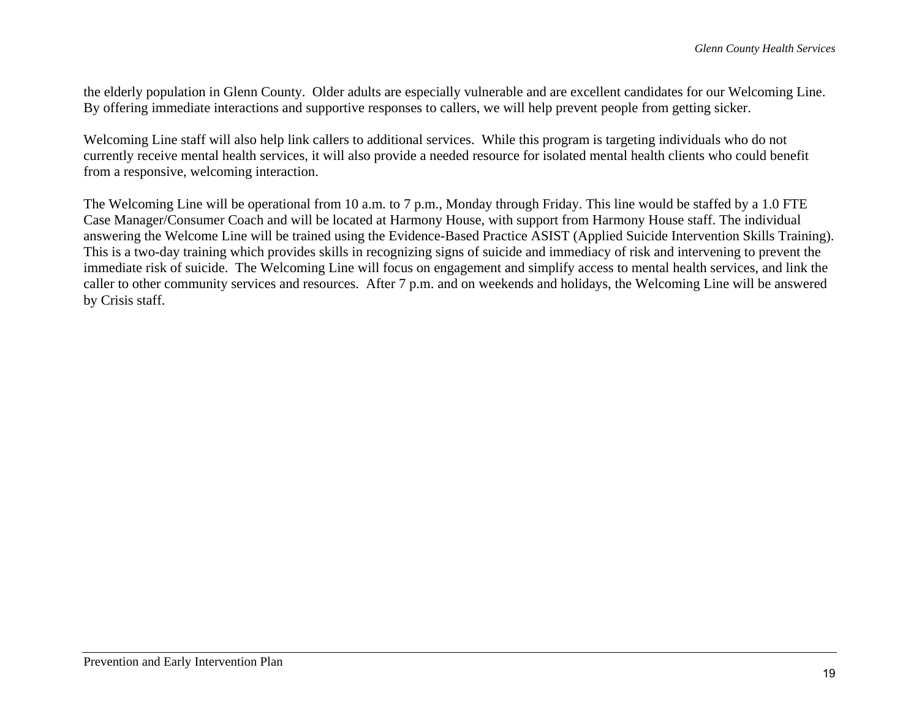the elderly population in Glenn County. Older adults are especially vulnerable and are excellent candidates for our Welcoming Line. By offering immediate interactions and supportive responses to callers, we will help prevent people from getting sicker.

Welcoming Line staff will also help link callers to additional services. While this program is targeting individuals who do not currently receive mental health services, it will also provide a needed resource for isolated mental health clients who could benefit from a responsive, welcoming interaction.

The Welcoming Line will be operational from 10 a.m. to 7 p.m., Monday through Friday. This line would be staffed by a 1.0 FTE Case Manager/Consumer Coach and will be located at Harmony House, with support from Harmony House staff. The individual answering the Welcome Line will be trained using the Evidence-Based Practice ASIST (Applied Suicide Intervention Skills Training). This is a two-day training which provides skills in recognizing signs of suicide and immediacy of risk and intervening to prevent the immediate risk of suicide. The Welcoming Line will focus on engagement and simplify access to mental health services, and link the caller to other community services and resources. After 7 p.m. and on weekends and holidays, the Welcoming Line will be answered by Crisis staff.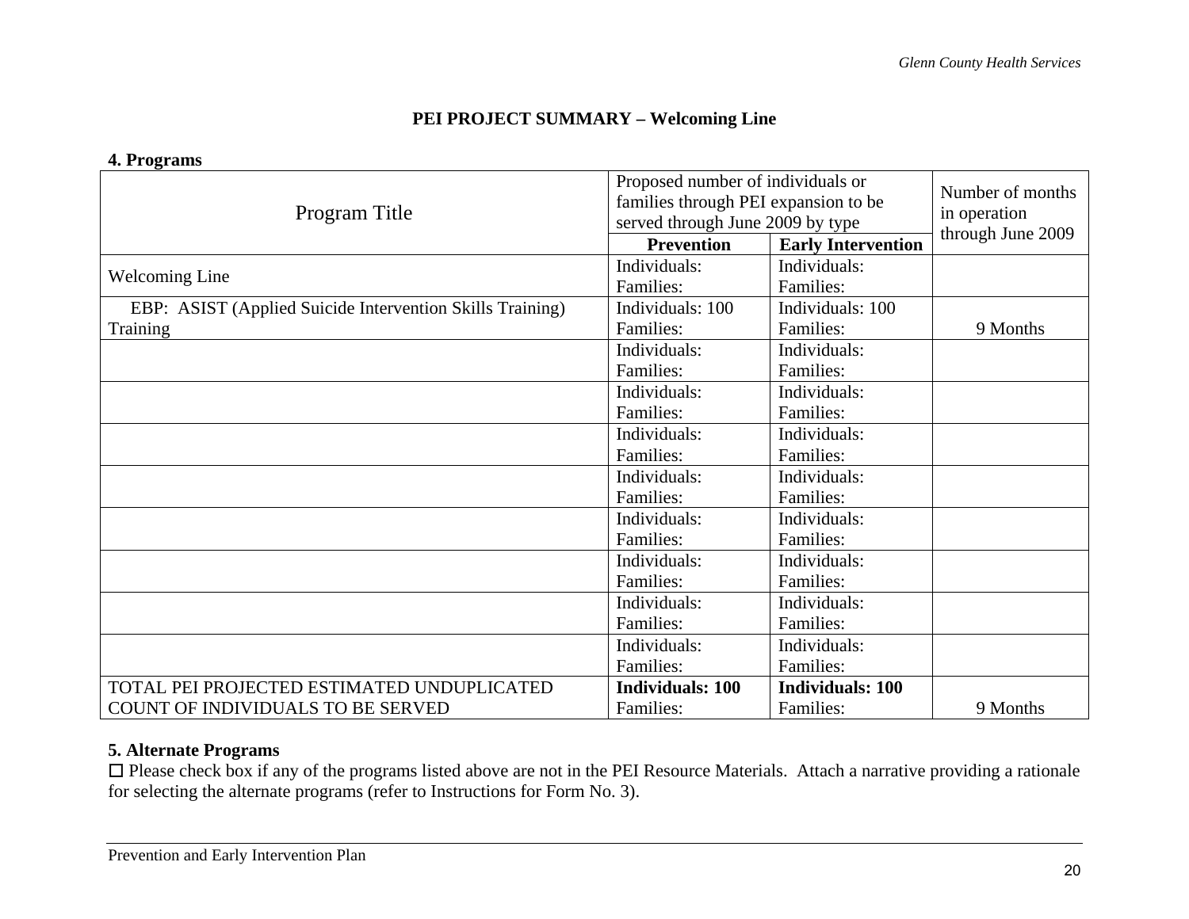## PEI PROJECT SUMMARY – Welcoming Line

### 4. Programs

| Program Title | Proposed number of individuals or families through PEI expansion to be served through June 2009 by type | | Number of months in operation through June 2009 |
|---|---|---|---|
| | **Prevention** | **Early Intervention** | |
| Welcoming Line | Individuals:<br>Families: | Individuals:<br>Families: | |
| EBP: ASIST (Applied Suicide Intervention Skills Training) Training | Individuals: 100<br>Families: | Individuals: 100<br>Families: | 9 Months |
| | Individuals:<br>Families: | Individuals:<br>Families: | |
| | Individuals:<br>Families: | Individuals:<br>Families: | |
| | Individuals:<br>Families: | Individuals:<br>Families: | |
| | Individuals:<br>Families: | Individuals:<br>Families: | |
| | Individuals:<br>Families: | Individuals:<br>Families: | |
| | Individuals:<br>Families: | Individuals:<br>Families: | |
| | Individuals:<br>Families: | Individuals:<br>Families: | |
| | Individuals:<br>Families: | Individuals:<br>Families: | |
| TOTAL PEI PROJECTED ESTIMATED UNDUPLICATED COUNT OF INDIVIDUALS TO BE SERVED | **Individuals: 100**<br>Families: | **Individuals: 100**<br>Families: | 9 Months |

### 5. Alternate Programs

☐ Please check box if any of the programs listed above are not in the PEI Resource Materials. Attach a narrative providing a rationale for selecting the alternate programs (refer to Instructions for Form No. 3).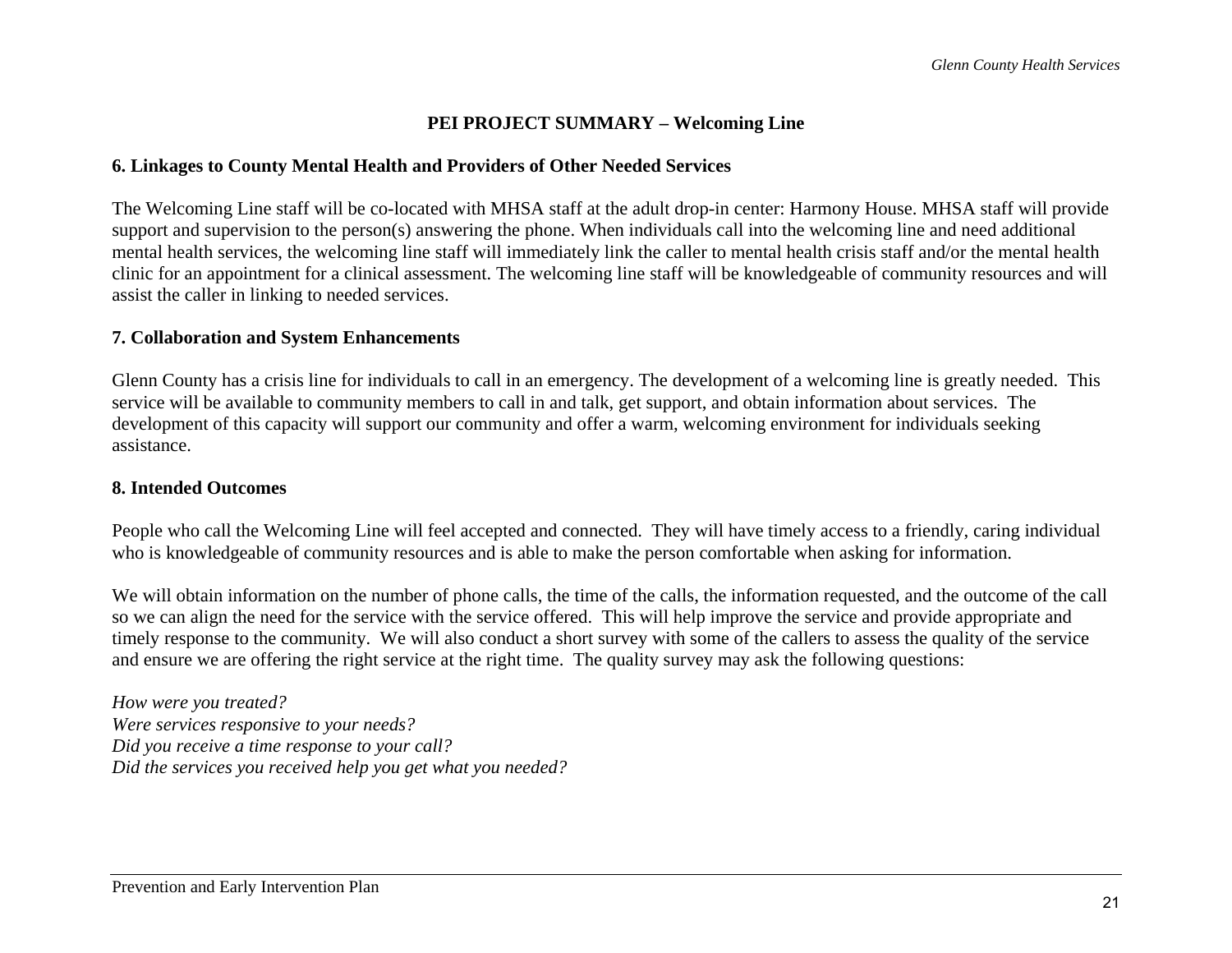## PEI PROJECT SUMMARY – Welcoming Line

### 6. Linkages to County Mental Health and Providers of Other Needed Services

The Welcoming Line staff will be co-located with MHSA staff at the adult drop-in center: Harmony House. MHSA staff will provide support and supervision to the person(s) answering the phone. When individuals call into the welcoming line and need additional mental health services, the welcoming line staff will immediately link the caller to mental health crisis staff and/or the mental health clinic for an appointment for a clinical assessment. The welcoming line staff will be knowledgeable of community resources and will assist the caller in linking to needed services.

### 7. Collaboration and System Enhancements

Glenn County has a crisis line for individuals to call in an emergency. The development of a welcoming line is greatly needed. This service will be available to community members to call in and talk, get support, and obtain information about services. The development of this capacity will support our community and offer a warm, welcoming environment for individuals seeking assistance.

### 8. Intended Outcomes

People who call the Welcoming Line will feel accepted and connected. They will have timely access to a friendly, caring individual who is knowledgeable of community resources and is able to make the person comfortable when asking for information.

We will obtain information on the number of phone calls, the time of the calls, the information requested, and the outcome of the call so we can align the need for the service with the service offered. This will help improve the service and provide appropriate and timely response to the community. We will also conduct a short survey with some of the callers to assess the quality of the service and ensure we are offering the right service at the right time. The quality survey may ask the following questions:

*How were you treated?*
*Were services responsive to your needs?*
*Did you receive a time response to your call?*
*Did the services you received help you get what you needed?*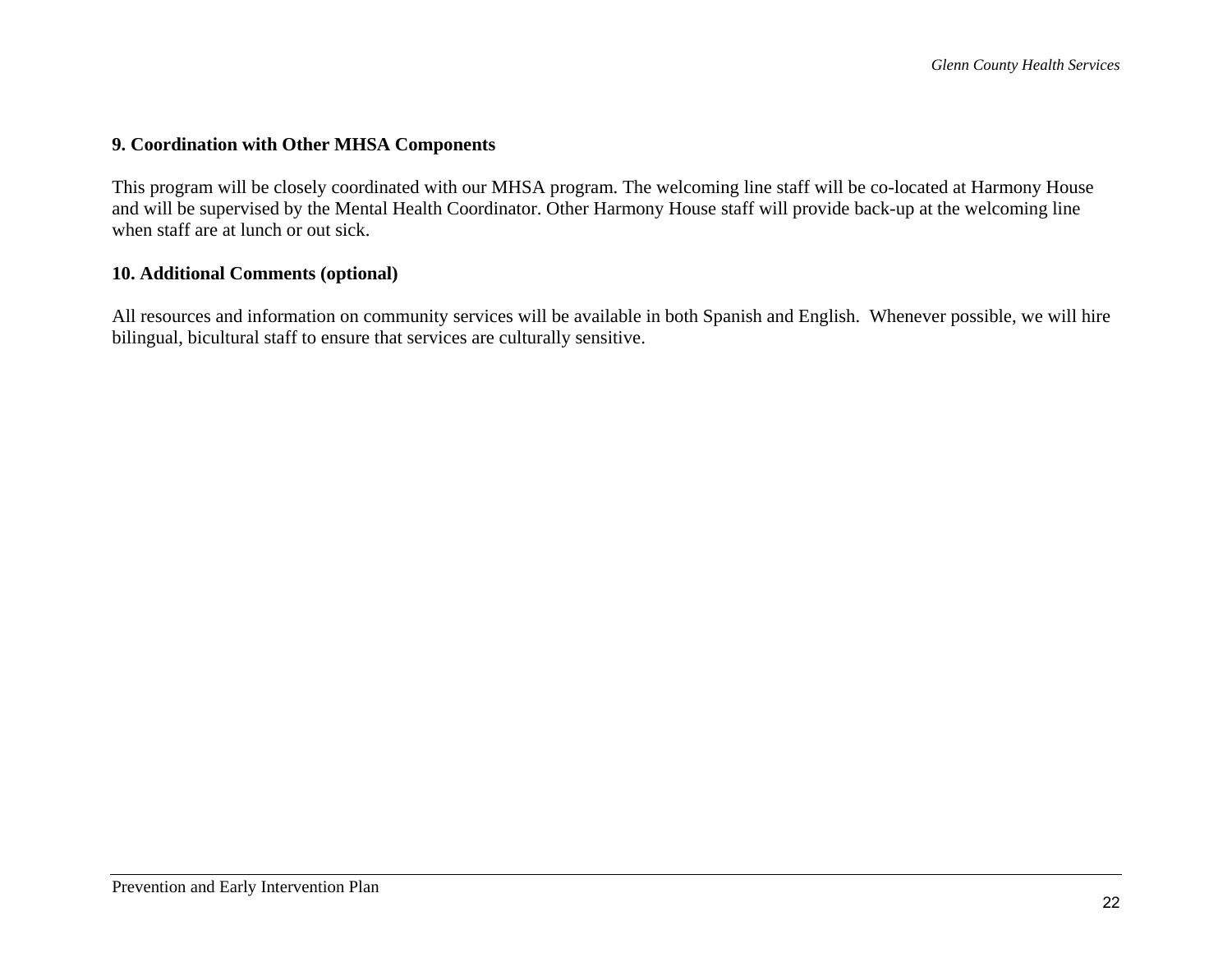**9. Coordination with Other MHSA Components**

This program will be closely coordinated with our MHSA program. The welcoming line staff will be co-located at Harmony House and will be supervised by the Mental Health Coordinator. Other Harmony House staff will provide back-up at the welcoming line when staff are at lunch or out sick.

**10. Additional Comments (optional)**

All resources and information on community services will be available in both Spanish and English. Whenever possible, we will hire bilingual, bicultural staff to ensure that services are culturally sensitive.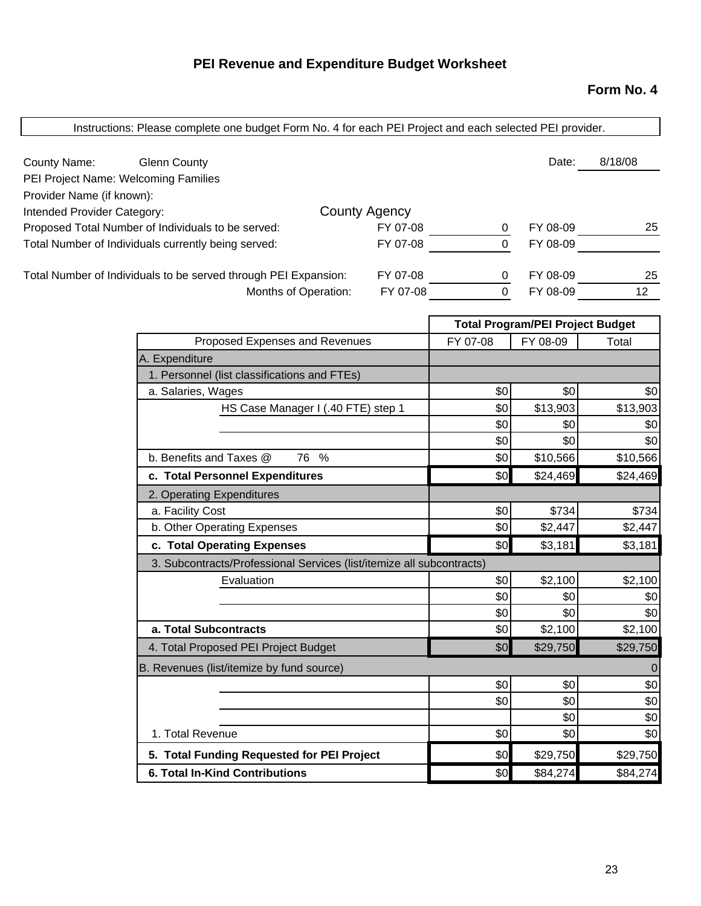# PEI Revenue and Expenditure Budget Worksheet

**Form No. 4**

Instructions: Please complete one budget Form No. 4 for each PEI Project and each selected PEI provider.

County Name: Glenn County

Date: 8/18/08

PEI Project Name: Welcoming Families

Provider Name (if known):

Intended Provider Category: County Agency

| | | | | |
|---|---|---|---|---|
| Proposed Total Number of Individuals to be served: | FY 07-08 | 0 | FY 08-09 | 25 |
| Total Number of Individuals currently being served: | FY 07-08 | 0 | FY 08-09 | |
| Total Number of Individuals to be served through PEI Expansion: | FY 07-08 | 0 | FY 08-09 | 25 |
| Months of Operation: | FY 07-08 | 0 | FY 08-09 | 12 |

| | Total Program/PEI Project Budget | | |
|---|---|---|---|
| Proposed Expenses and Revenues | FY 07-08 | FY 08-09 | Total |
| A. Expenditure | | | |
| 1. Personnel (list classifications and FTEs) | | | |
| a. Salaries, Wages | $0 | $0 | $0 |
| HS Case Manager I (.40 FTE) step 1 | $0 | $13,903 | $13,903 |
| | $0 | $0 | $0 |
| | $0 | $0 | $0 |
| b. Benefits and Taxes @ 76 % | $0 | $10,566 | $10,566 |
| **c. Total Personnel Expenditures** | $0 | $24,469 | $24,469 |
| 2. Operating Expenditures | | | |
| a. Facility Cost | $0 | $734 | $734 |
| b. Other Operating Expenses | $0 | $2,447 | $2,447 |
| **c. Total Operating Expenses** | $0 | $3,181 | $3,181 |
| 3. Subcontracts/Professional Services (list/itemize all subcontracts) | | | |
| Evaluation | $0 | $2,100 | $2,100 |
| | $0 | $0 | $0 |
| | $0 | $0 | $0 |
| **a. Total Subcontracts** | $0 | $2,100 | $2,100 |
| 4. Total Proposed PEI Project Budget | $0 | $29,750 | $29,750 |
| B. Revenues (list/itemize by fund source) | | | 0 |
| | $0 | $0 | $0 |
| | $0 | $0 | $0 |
| | | $0 | $0 |
| 1. Total Revenue | $0 | $0 | $0 |
| **5. Total Funding Requested for PEI Project** | $0 | $29,750 | $29,750 |
| **6. Total In-Kind Contributions** | $0 | $84,274 | $84,274 |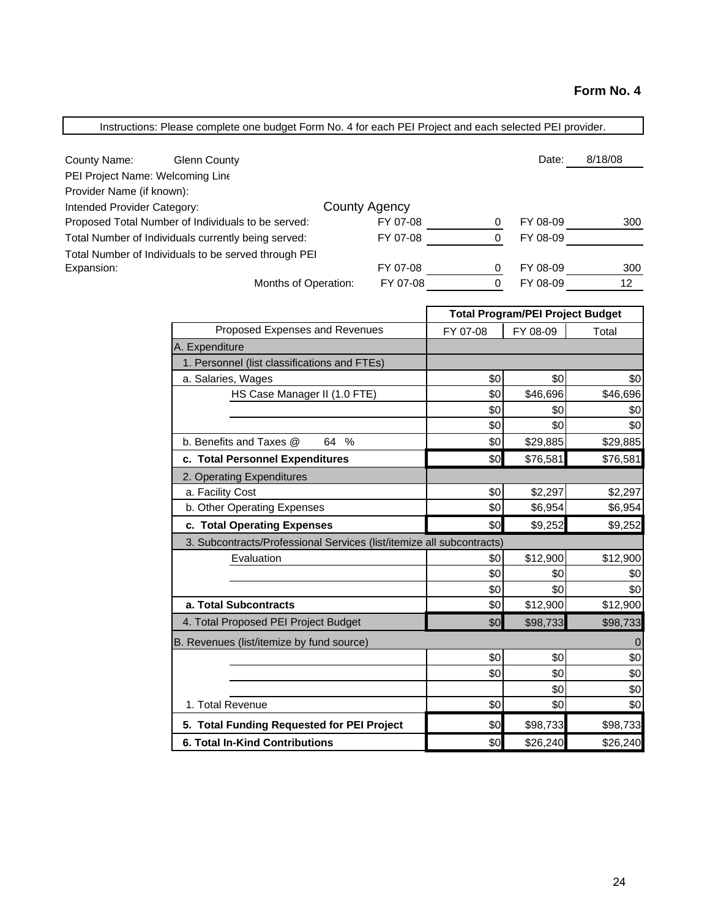**Form No. 4**

Instructions: Please complete one budget Form No. 4 for each PEI Project and each selected PEI provider.

County Name: Glenn County | Date: 8/18/08

PEI Project Name: Welcoming Line

Provider Name (if known):

Intended Provider Category: County Agency

| | | | | |
|---|---|---|---|---|
| Proposed Total Number of Individuals to be served: | FY 07-08 | 0 | FY 08-09 | 300 |
| Total Number of Individuals currently being served: | FY 07-08 | 0 | FY 08-09 | |
| Total Number of Individuals to be served through PEI Expansion: | FY 07-08 | 0 | FY 08-09 | 300 |
| Months of Operation: | FY 07-08 | 0 | FY 08-09 | 12 |

| Proposed Expenses and Revenues | Total Program/PEI Project Budget | | |
|---|---|---|---|
| | FY 07-08 | FY 08-09 | Total |
| A. Expenditure | | | |
| 1. Personnel (list classifications and FTEs) | | | |
| a. Salaries, Wages | $0 | $0 | $0 |
| HS Case Manager II (1.0 FTE) | $0 | $46,696 | $46,696 |
| | $0 | $0 | $0 |
| | $0 | $0 | $0 |
| b. Benefits and Taxes @ 64 % | $0 | $29,885 | $29,885 |
| **c. Total Personnel Expenditures** | $0 | $76,581 | $76,581 |
| 2. Operating Expenditures | | | |
| a. Facility Cost | $0 | $2,297 | $2,297 |
| b. Other Operating Expenses | $0 | $6,954 | $6,954 |
| **c. Total Operating Expenses** | $0 | $9,252 | $9,252 |
| 3. Subcontracts/Professional Services (list/itemize all subcontracts) | | | |
| Evaluation | $0 | $12,900 | $12,900 |
| | $0 | $0 | $0 |
| | $0 | $0 | $0 |
| **a. Total Subcontracts** | $0 | $12,900 | $12,900 |
| 4. Total Proposed PEI Project Budget | $0 | $98,733 | $98,733 |
| B. Revenues (list/itemize by fund source) | | | 0 |
| | $0 | $0 | $0 |
| | $0 | $0 | $0 |
| | | $0 | $0 |
| 1. Total Revenue | $0 | $0 | $0 |
| **5. Total Funding Requested for PEI Project** | $0 | $98,733 | $98,733 |
| **6. Total In-Kind Contributions** | $0 | $26,240 | $26,240 |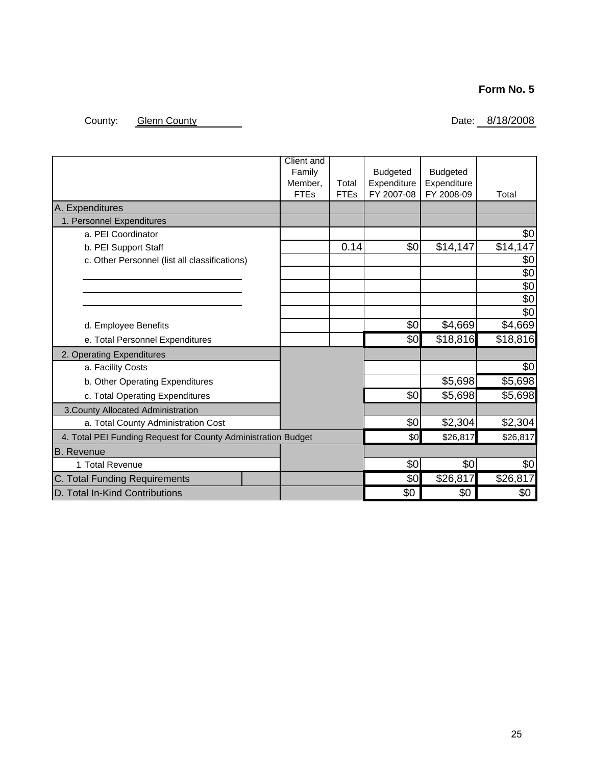**Form No. 5**

County: Glenn County

Date: 8/18/2008

| | Client and Family Member, FTEs | Total FTEs | Budgeted Expenditure FY 2007-08 | Budgeted Expenditure FY 2008-09 | Total |
|---|---|---|---|---|---|
| A. Expenditures | | | | | |
| 1. Personnel Expenditures | | | | | |
| a. PEI Coordinator | | | | | $0 |
| b. PEI Support Staff | | 0.14 | $0 | $14,147 | $14,147 |
| c. Other Personnel (list all classifications) | | | | | $0 |
| | | | | | $0 |
| | | | | | $0 |
| | | | | | $0 |
| | | | | | $0 |
| d. Employee Benefits | | | $0 | $4,669 | $4,669 |
| e. Total Personnel Expenditures | | | $0 | $18,816 | $18,816 |
| 2. Operating Expenditures | | | | | |
| a. Facility Costs | | | | | $0 |
| b. Other Operating Expenditures | | | | $5,698 | $5,698 |
| c. Total Operating Expenditures | | | $0 | $5,698 | $5,698 |
| 3. County Allocated Administration | | | | | |
| a. Total County Administration Cost | | | $0 | $2,304 | $2,304 |
| 4. Total PEI Funding Request for County Administration Budget | | | $0 | $26,817 | $26,817 |
| B. Revenue | | | | | |
| 1 Total Revenue | | | $0 | $0 | $0 |
| C. Total Funding Requirements | | | $0 | $26,817 | $26,817 |
| D. Total In-Kind Contributions | | | $0 | $0 | $0 |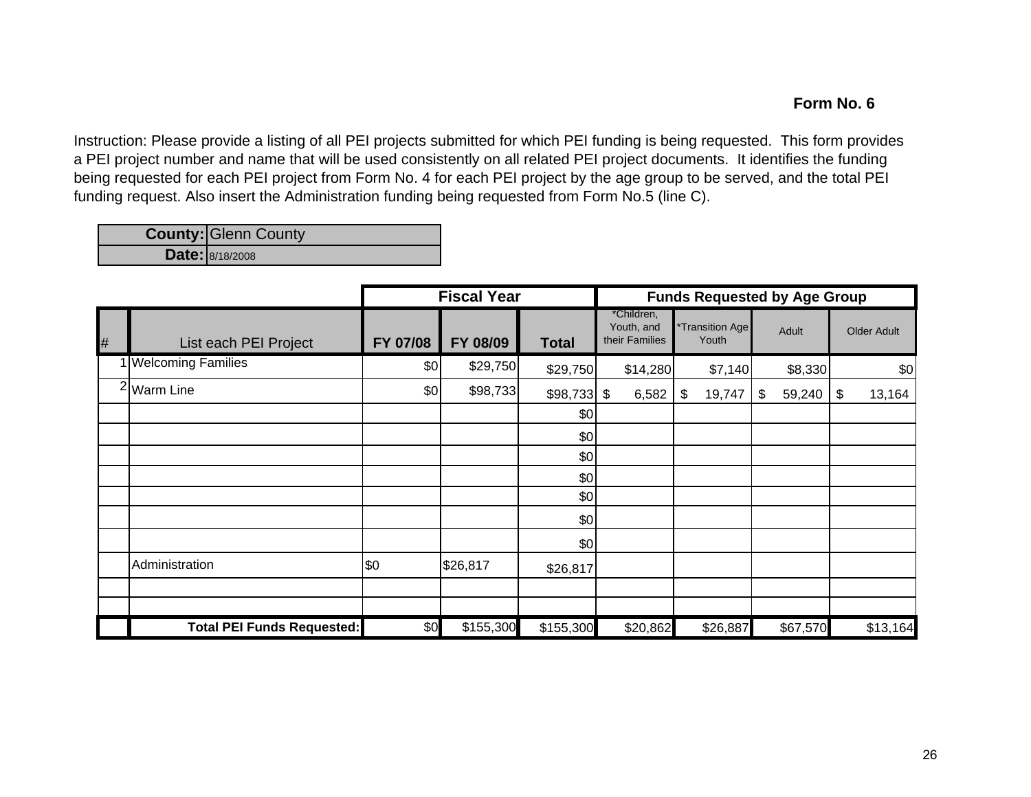**Form No. 6**

Instruction: Please provide a listing of all PEI projects submitted for which PEI funding is being requested. This form provides a PEI project number and name that will be used consistently on all related PEI project documents. It identifies the funding being requested for each PEI project from Form No. 4 for each PEI project by the age group to be served, and the total PEI funding request. Also insert the Administration funding being requested from Form No.5 (line C).

| | |
|---|---|
| **County:** | Glenn County |
| **Date:** | 8/18/2008 |

| | | **Fiscal Year** | | | **Funds Requested by Age Group** | | | |
|---|---|---|---|---|---|---|---|---|
| # | List each PEI Project | **FY 07/08** | **FY 08/09** | **Total** | *Children, Youth, and their Families | *Transition Age Youth | Adult | Older Adult |
| 1 | Welcoming Families | $0 | $29,750 | $29,750 | $14,280 | $7,140 | $8,330 | $0 |
| 2 | Warm Line | $0 | $98,733 | $98,733 | $ 6,582 | $ 19,747 | $ 59,240 | $ 13,164 |
| | | | | $0 | | | | |
| | | | | $0 | | | | |
| | | | | $0 | | | | |
| | | | | $0 | | | | |
| | | | | $0 | | | | |
| | | | | $0 | | | | |
| | | | | $0 | | | | |
| | Administration | $0 | $26,817 | $26,817 | | | | |
| | | | | | | | | |
| | | | | | | | | |
| | **Total PEI Funds Requested:** | $0 | $155,300 | $155,300 | $20,862 | $26,887 | $67,570 | $13,164 |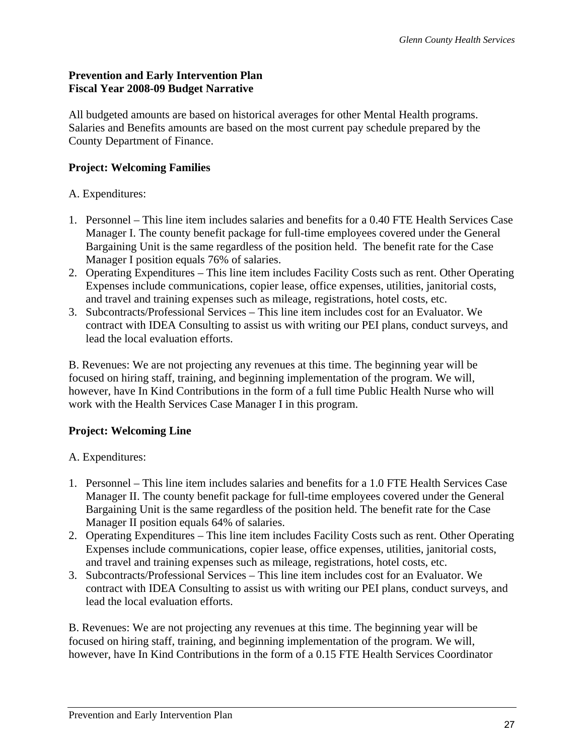**Prevention and Early Intervention Plan**
**Fiscal Year 2008-09 Budget Narrative**

All budgeted amounts are based on historical averages for other Mental Health programs. Salaries and Benefits amounts are based on the most current pay schedule prepared by the County Department of Finance.

**Project: Welcoming Families**

A. Expenditures:

1. Personnel – This line item includes salaries and benefits for a 0.40 FTE Health Services Case Manager I. The county benefit package for full-time employees covered under the General Bargaining Unit is the same regardless of the position held. The benefit rate for the Case Manager I position equals 76% of salaries.
2. Operating Expenditures – This line item includes Facility Costs such as rent. Other Operating Expenses include communications, copier lease, office expenses, utilities, janitorial costs, and travel and training expenses such as mileage, registrations, hotel costs, etc.
3. Subcontracts/Professional Services – This line item includes cost for an Evaluator. We contract with IDEA Consulting to assist us with writing our PEI plans, conduct surveys, and lead the local evaluation efforts.

B. Revenues: We are not projecting any revenues at this time. The beginning year will be focused on hiring staff, training, and beginning implementation of the program. We will, however, have In Kind Contributions in the form of a full time Public Health Nurse who will work with the Health Services Case Manager I in this program.

**Project: Welcoming Line**

A. Expenditures:

1. Personnel – This line item includes salaries and benefits for a 1.0 FTE Health Services Case Manager II. The county benefit package for full-time employees covered under the General Bargaining Unit is the same regardless of the position held. The benefit rate for the Case Manager II position equals 64% of salaries.
2. Operating Expenditures – This line item includes Facility Costs such as rent. Other Operating Expenses include communications, copier lease, office expenses, utilities, janitorial costs, and travel and training expenses such as mileage, registrations, hotel costs, etc.
3. Subcontracts/Professional Services – This line item includes cost for an Evaluator. We contract with IDEA Consulting to assist us with writing our PEI plans, conduct surveys, and lead the local evaluation efforts.

B. Revenues: We are not projecting any revenues at this time. The beginning year will be focused on hiring staff, training, and beginning implementation of the program. We will, however, have In Kind Contributions in the form of a 0.15 FTE Health Services Coordinator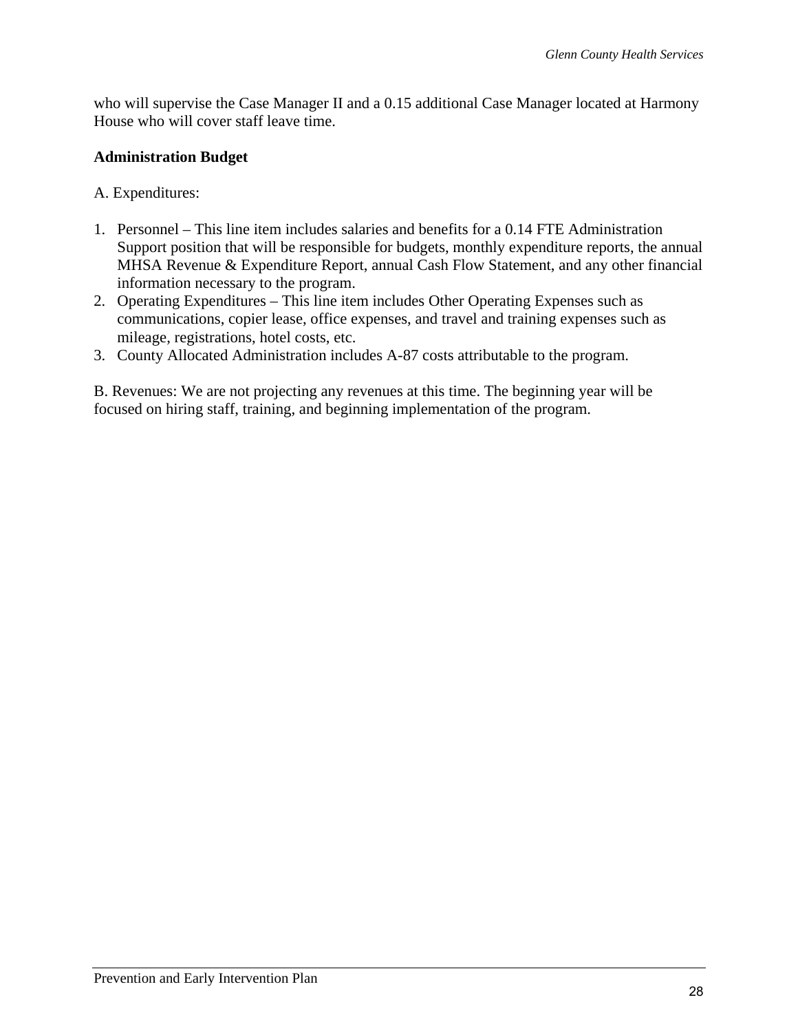who will supervise the Case Manager II and a 0.15 additional Case Manager located at Harmony House who will cover staff leave time.

**Administration Budget**

A. Expenditures:

1. Personnel – This line item includes salaries and benefits for a 0.14 FTE Administration Support position that will be responsible for budgets, monthly expenditure reports, the annual MHSA Revenue & Expenditure Report, annual Cash Flow Statement, and any other financial information necessary to the program.
2. Operating Expenditures – This line item includes Other Operating Expenses such as communications, copier lease, office expenses, and travel and training expenses such as mileage, registrations, hotel costs, etc.
3. County Allocated Administration includes A-87 costs attributable to the program.

B. Revenues: We are not projecting any revenues at this time. The beginning year will be focused on hiring staff, training, and beginning implementation of the program.